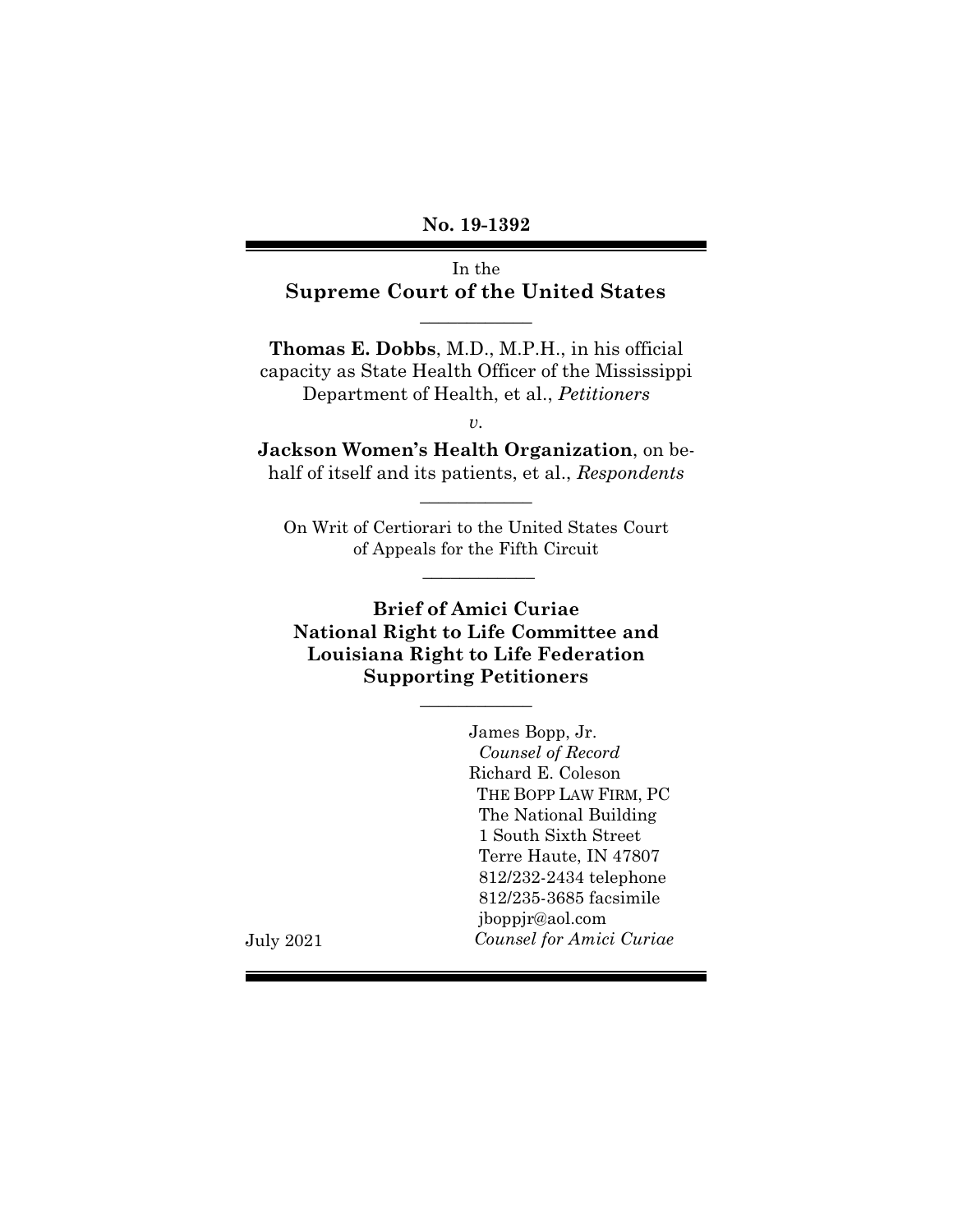**No. 19-1392**

In the

**Supreme Court of the United States**

---

**Thomas E. Dobbs**, M.D., M.P.H., in his official capacity as State Health Officer of the Mississippi Department of Health, et al., *Petitioners*

*v.*

**Jackson Women's Health Organization**, on behalf of itself and its patients, et al., *Respondents*

---

On Writ of Certiorari to the United States Court of Appeals for the Fifth Circuit

---

**Brief of Amici Curiae**
**National Right to Life Committee and**
**Louisiana Right to Life Federation**
**Supporting Petitioners**

---

James Bopp, Jr.
*Counsel of Record*
Richard E. Coleson
THE BOPP LAW FIRM, PC
The National Building
1 South Sixth Street
Terre Haute, IN 47807
812/232-2434 telephone
812/235-3685 facsimile
jboppjr@aol.com
*Counsel for Amici Curiae*

July 2021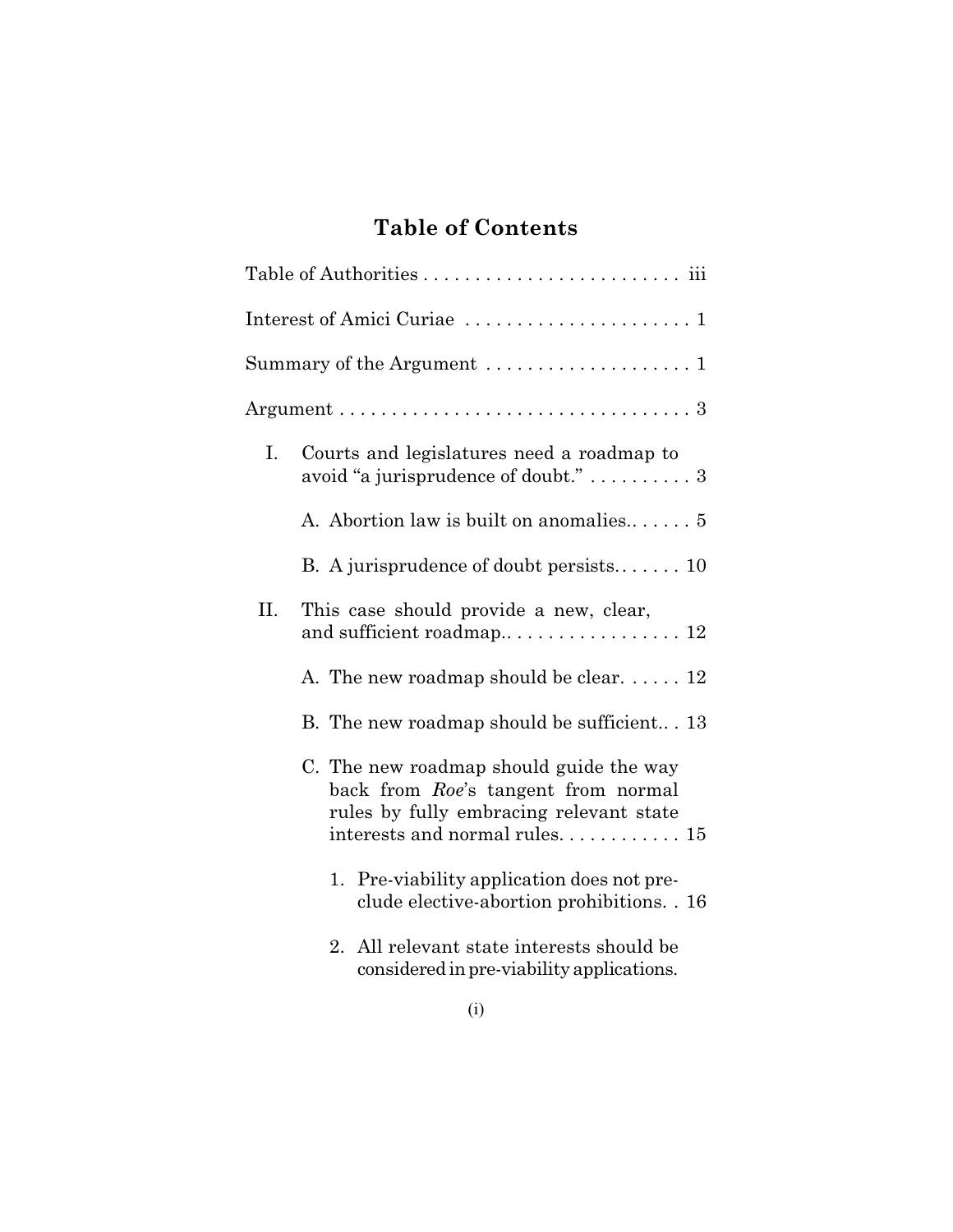# Table of Contents

Table of Authorities . . . . . . . . . . . . . . . . . . . . . . . . . . iii

Interest of Amici Curiae . . . . . . . . . . . . . . . . . . . . . . . 1

Summary of the Argument . . . . . . . . . . . . . . . . . . . . . 1

Argument . . . . . . . . . . . . . . . . . . . . . . . . . . . . . . . . . . . 3

I. Courts and legislatures need a roadmap to avoid "a jurisprudence of doubt." . . . . . . . . . . 3

   A. Abortion law is built on anomalies.. . . . . . 5

   B. A jurisprudence of doubt persists. . . . . . . 10

II. This case should provide a new, clear, and sufficient roadmap.. . . . . . . . . . . . . . . . . . 12

   A. The new roadmap should be clear. . . . . . 12

   B. The new roadmap should be sufficient.. . 13

   C. The new roadmap should guide the way back from *Roe*'s tangent from normal rules by fully embracing relevant state interests and normal rules. . . . . . . . . . . . 15

      1. Pre-viability application does not preclude elective-abortion prohibitions. . 16

      2. All relevant state interests should be considered in pre-viability applications.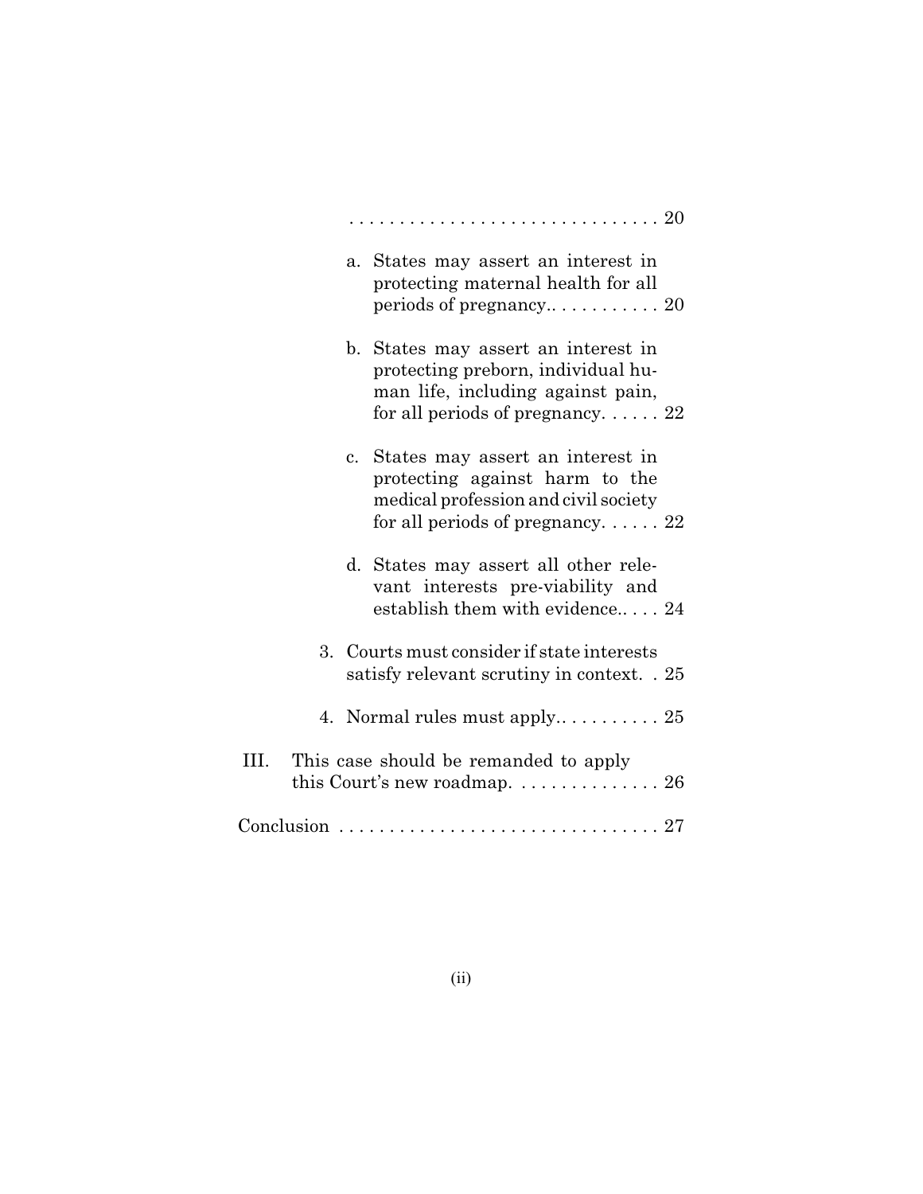. . . . . . . . . . . . . . . . . . . . . . . . . . . . . . . 20

a. States may assert an interest in protecting maternal health for all periods of pregnancy.. . . . . . . . . . . 20

b. States may assert an interest in protecting preborn, individual human life, including against pain, for all periods of pregnancy. . . . . . 22

c. States may assert an interest in protecting against harm to the medical profession and civil society for all periods of pregnancy. . . . . . 22

d. States may assert all other relevant interests pre-viability and establish them with evidence.. . . . 24

3. Courts must consider if state interests satisfy relevant scrutiny in context. . 25

4. Normal rules must apply.. . . . . . . . . . 25

III. This case should be remanded to apply this Court's new roadmap. . . . . . . . . . . . . . . 26

Conclusion . . . . . . . . . . . . . . . . . . . . . . . . . . . . . . . 27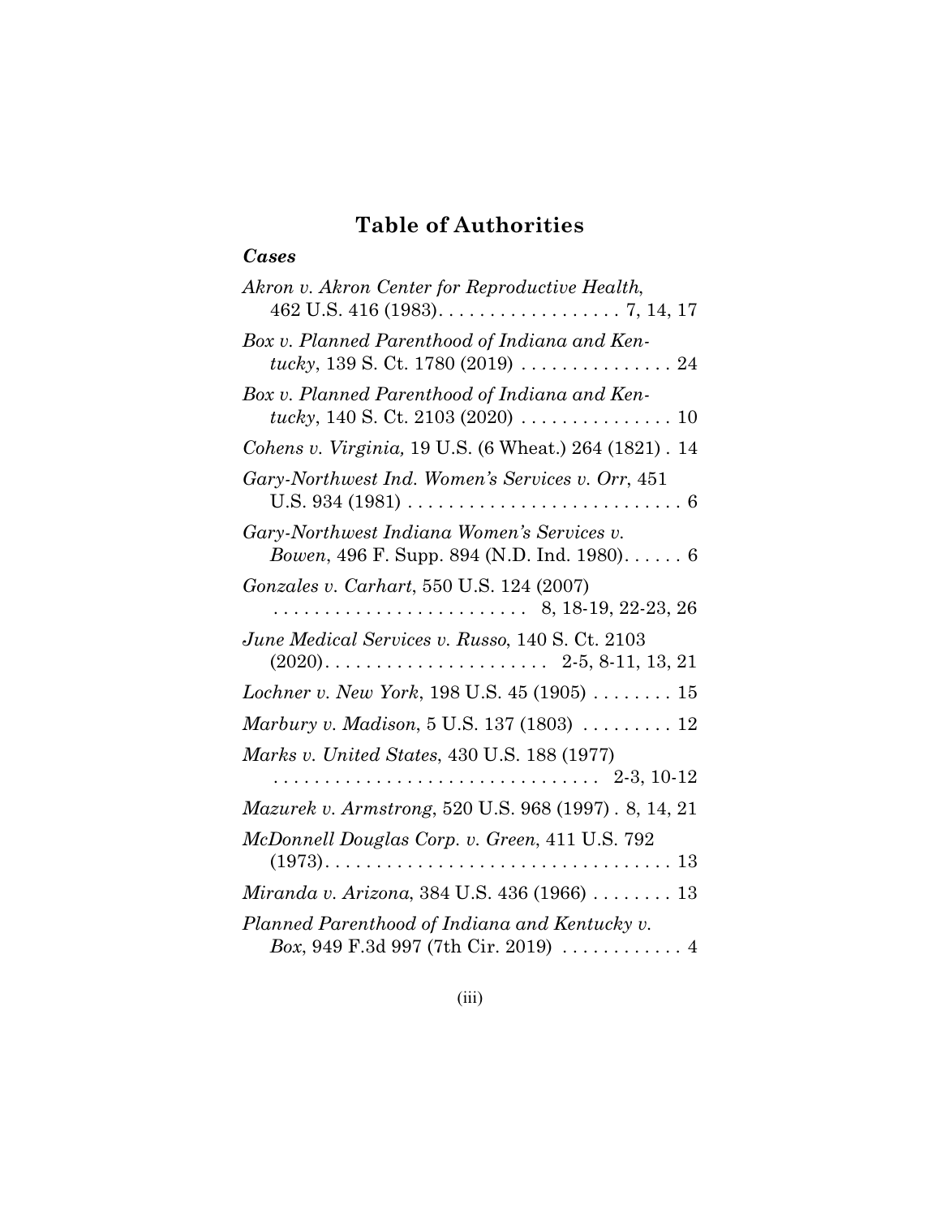# Table of Authorities

### *Cases*

*Akron v. Akron Center for Reproductive Health*, 462 U.S. 416 (1983). . . . . . . . . . . . . . . . . . 7, 14, 17

*Box v. Planned Parenthood of Indiana and Kentucky*, 139 S. Ct. 1780 (2019) . . . . . . . . . . . . . . . 24

*Box v. Planned Parenthood of Indiana and Kentucky*, 140 S. Ct. 2103 (2020) . . . . . . . . . . . . . . . 10

*Cohens v. Virginia,* 19 U.S. (6 Wheat.) 264 (1821) . 14

*Gary-Northwest Ind. Women's Services v. Orr*, 451 U.S. 934 (1981) . . . . . . . . . . . . . . . . . . . . . . . . . . . 6

*Gary-Northwest Indiana Women's Services v. Bowen*, 496 F. Supp. 894 (N.D. Ind. 1980). . . . . . 6

*Gonzales v. Carhart*, 550 U.S. 124 (2007) . . . . . . . . . . . . . . . . . . . . . . . . . 8, 18-19, 22-23, 26

*June Medical Services v. Russo*, 140 S. Ct. 2103 (2020). . . . . . . . . . . . . . . . . . . . . . 2-5, 8-11, 13, 21

*Lochner v. New York*, 198 U.S. 45 (1905) . . . . . . . . 15

*Marbury v. Madison*, 5 U.S. 137 (1803) . . . . . . . . . 12

*Marks v. United States*, 430 U.S. 188 (1977) . . . . . . . . . . . . . . . . . . . . . . . . . . . . . . . 2-3, 10-12

*Mazurek v. Armstrong*, 520 U.S. 968 (1997) . 8, 14, 21

*McDonnell Douglas Corp. v. Green*, 411 U.S. 792 (1973). . . . . . . . . . . . . . . . . . . . . . . . . . . . . . . . . . 13

*Miranda v. Arizona*, 384 U.S. 436 (1966) . . . . . . . . 13

*Planned Parenthood of Indiana and Kentucky v. Box*, 949 F.3d 997 (7th Cir. 2019) . . . . . . . . . . . . 4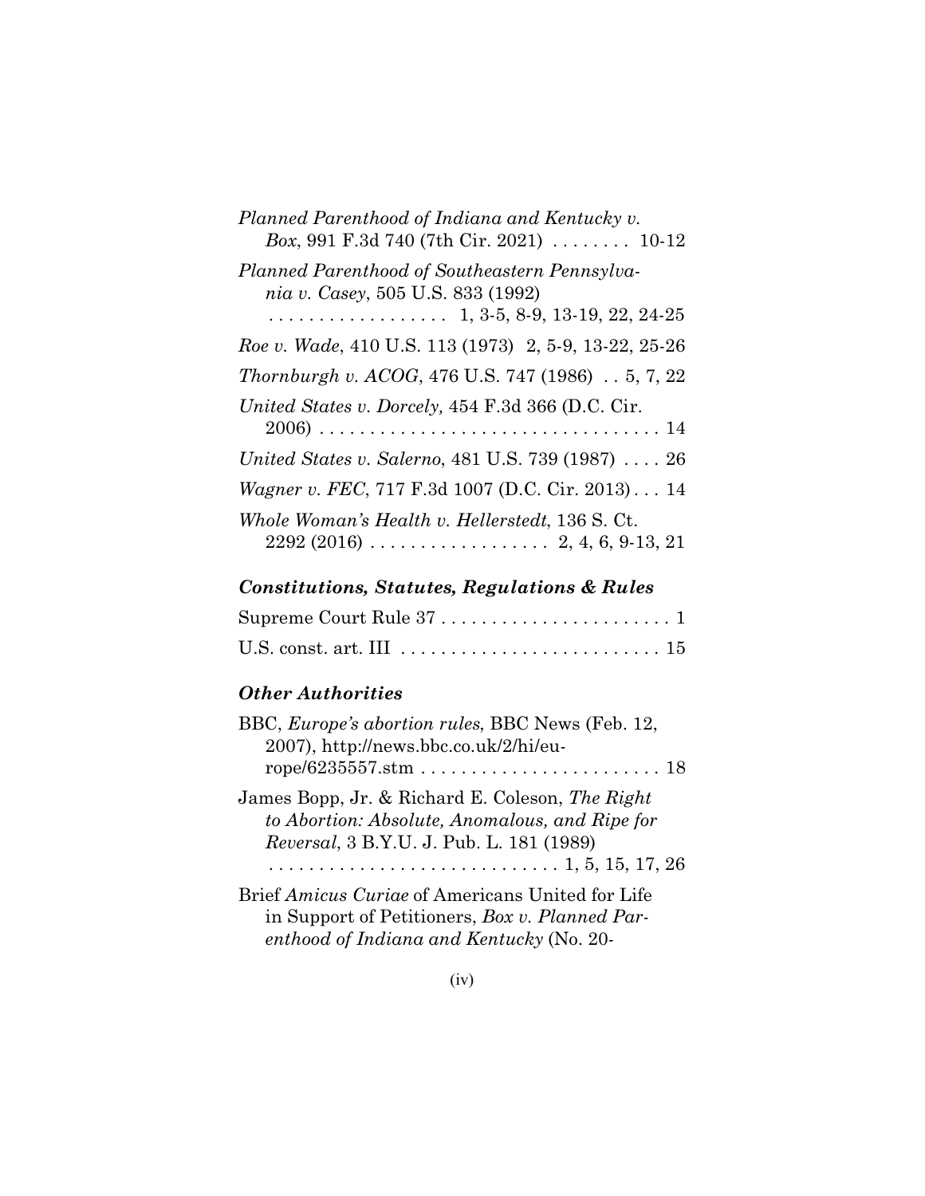*Planned Parenthood of Indiana and Kentucky v. Box*, 991 F.3d 740 (7th Cir. 2021) . . . . . . . . 10-12

*Planned Parenthood of Southeastern Pennsylvania v. Casey*, 505 U.S. 833 (1992) . . . . . . . . . . . . . . . . . . 1, 3-5, 8-9, 13-19, 22, 24-25

*Roe v. Wade*, 410 U.S. 113 (1973) 2, 5-9, 13-22, 25-26

*Thornburgh v. ACOG*, 476 U.S. 747 (1986) . . 5, 7, 22

*United States v. Dorcely,* 454 F.3d 366 (D.C. Cir. 2006) . . . . . . . . . . . . . . . . . . . . . . . . . . . . . . . . . . 14

*United States v. Salerno*, 481 U.S. 739 (1987) . . . . 26

*Wagner v. FEC*, 717 F.3d 1007 (D.C. Cir. 2013) . . . 14

*Whole Woman's Health v. Hellerstedt*, 136 S. Ct. 2292 (2016) . . . . . . . . . . . . . . . . . . 2, 4, 6, 9-13, 21

### *Constitutions, Statutes, Regulations & Rules*

Supreme Court Rule 37 . . . . . . . . . . . . . . . . . . . . . . . 1

U.S. const. art. III . . . . . . . . . . . . . . . . . . . . . . . . . . 15

### *Other Authorities*

BBC, *Europe's abortion rules*, BBC News (Feb. 12, 2007), http://news.bbc.co.uk/2/hi/europe/6235557.stm . . . . . . . . . . . . . . . . . . . . . . . . 18

James Bopp, Jr. & Richard E. Coleson, *The Right to Abortion: Absolute, Anomalous, and Ripe for Reversal*, 3 B.Y.U. J. Pub. L. 181 (1989) . . . . . . . . . . . . . . . . . . . . . . . . . . . . . 1, 5, 15, 17, 26

Brief *Amicus Curiae* of Americans United for Life in Support of Petitioners, *Box v. Planned Parenthood of Indiana and Kentucky* (No. 20-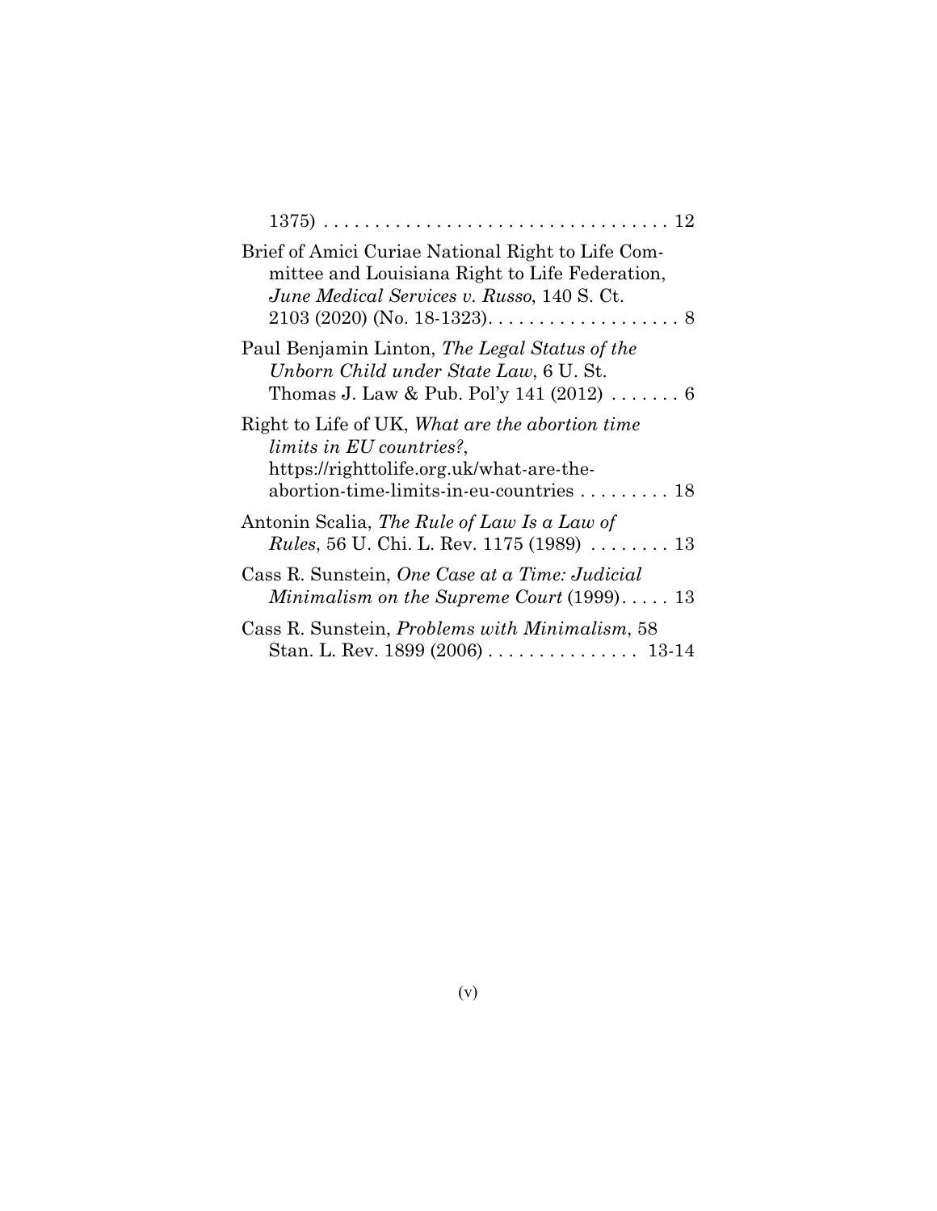1375) . . . . . . . . . . . . . . . . . . . . . . . . . . . . . . . . . . 12

Brief of Amici Curiae National Right to Life Committee and Louisiana Right to Life Federation, *June Medical Services v. Russo*, 140 S. Ct. 2103 (2020) (No. 18-1323). . . . . . . . . . . . . . . . . . . 8

Paul Benjamin Linton, *The Legal Status of the Unborn Child under State Law*, 6 U. St. Thomas J. Law & Pub. Pol'y 141 (2012) . . . . . . . 6

Right to Life of UK, *What are the abortion time limits in EU countries?*, https://righttolife.org.uk/what-are-the-abortion-time-limits-in-eu-countries . . . . . . . . . 18

Antonin Scalia, *The Rule of Law Is a Law of Rules*, 56 U. Chi. L. Rev. 1175 (1989) . . . . . . . . 13

Cass R. Sunstein, *One Case at a Time: Judicial Minimalism on the Supreme Court* (1999). . . . . 13

Cass R. Sunstein, *Problems with Minimalism*, 58 Stan. L. Rev. 1899 (2006) . . . . . . . . . . . . . . . 13-14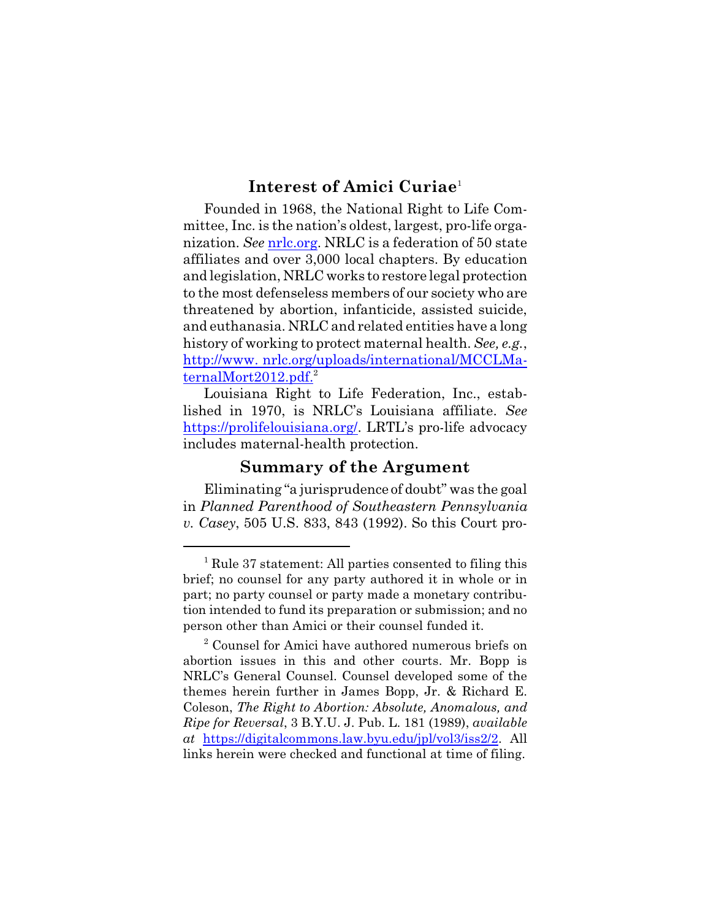## Interest of Amici Curiae[1]

Founded in 1968, the National Right to Life Committee, Inc. is the nation's oldest, largest, pro-life organization. *See* nrlc.org. NRLC is a federation of 50 state affiliates and over 3,000 local chapters. By education and legislation, NRLC works to restore legal protection to the most defenseless members of our society who are threatened by abortion, infanticide, assisted suicide, and euthanasia. NRLC and related entities have a long history of working to protect maternal health. *See, e.g.*, http://www. nrlc.org/uploads/international/MCCLMaternalMort2012.pdf.[2]

Louisiana Right to Life Federation, Inc., established in 1970, is NRLC's Louisiana affiliate. *See* https://prolifelouisiana.org/. LRTL's pro-life advocacy includes maternal-health protection.

## Summary of the Argument

Eliminating "a jurisprudence of doubt" was the goal in *Planned Parenthood of Southeastern Pennsylvania v. Casey*, 505 U.S. 833, 843 (1992). So this Court pro-

---

[1] Rule 37 statement: All parties consented to filing this brief; no counsel for any party authored it in whole or in part; no party counsel or party made a monetary contribution intended to fund its preparation or submission; and no person other than Amici or their counsel funded it.

[2] Counsel for Amici have authored numerous briefs on abortion issues in this and other courts. Mr. Bopp is NRLC's General Counsel. Counsel developed some of the themes herein further in James Bopp, Jr. & Richard E. Coleson, *The Right to Abortion: Absolute, Anomalous, and Ripe for Reversal*, 3 B.Y.U. J. Pub. L. 181 (1989), *available at* https://digitalcommons.law.byu.edu/jpl/vol3/iss2/2. All links herein were checked and functional at time of filing.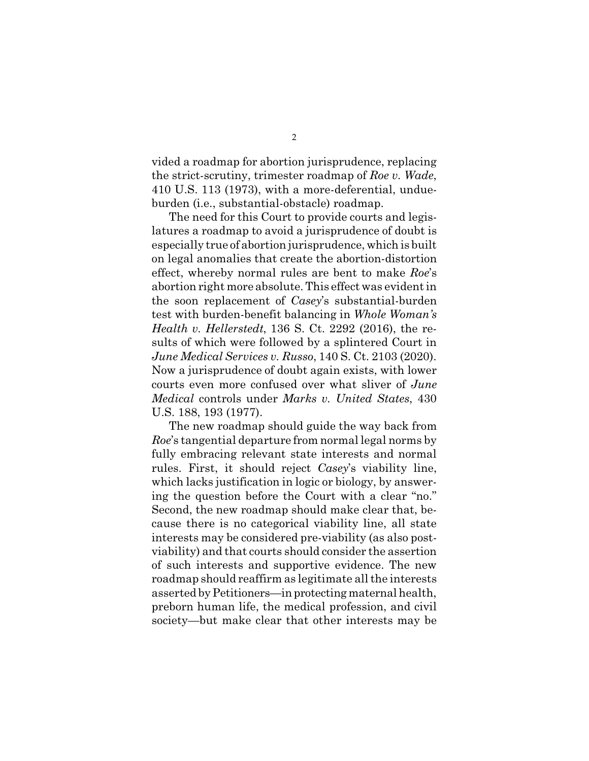vided a roadmap for abortion jurisprudence, replacing the strict-scrutiny, trimester roadmap of *Roe v. Wade*, 410 U.S. 113 (1973), with a more-deferential, undue-burden (i.e., substantial-obstacle) roadmap.

The need for this Court to provide courts and legislatures a roadmap to avoid a jurisprudence of doubt is especially true of abortion jurisprudence, which is built on legal anomalies that create the abortion-distortion effect, whereby normal rules are bent to make *Roe*'s abortion right more absolute. This effect was evident in the soon replacement of *Casey*'s substantial-burden test with burden-benefit balancing in *Whole Woman's Health v. Hellerstedt*, 136 S. Ct. 2292 (2016), the results of which were followed by a splintered Court in *June Medical Services v. Russo*, 140 S. Ct. 2103 (2020). Now a jurisprudence of doubt again exists, with lower courts even more confused over what sliver of *June Medical* controls under *Marks v. United States*, 430 U.S. 188, 193 (1977).

The new roadmap should guide the way back from *Roe*'s tangential departure from normal legal norms by fully embracing relevant state interests and normal rules. First, it should reject *Casey*'s viability line, which lacks justification in logic or biology, by answering the question before the Court with a clear "no." Second, the new roadmap should make clear that, because there is no categorical viability line, all state interests may be considered pre-viability (as also post-viability) and that courts should consider the assertion of such interests and supportive evidence. The new roadmap should reaffirm as legitimate all the interests asserted by Petitioners—in protecting maternal health, preborn human life, the medical profession, and civil society—but make clear that other interests may be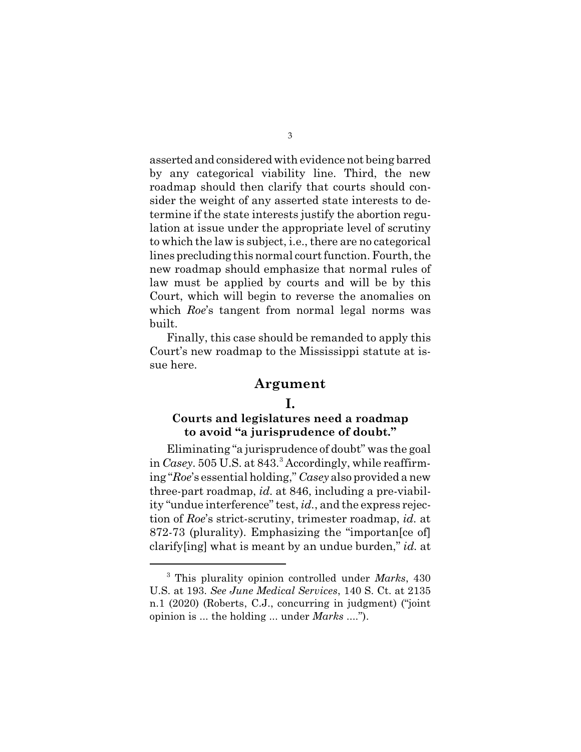asserted and considered with evidence not being barred by any categorical viability line. Third, the new roadmap should then clarify that courts should consider the weight of any asserted state interests to determine if the state interests justify the abortion regulation at issue under the appropriate level of scrutiny to which the law is subject, i.e., there are no categorical lines precluding this normal court function. Fourth, the new roadmap should emphasize that normal rules of law must be applied by courts and will be by this Court, which will begin to reverse the anomalies on which *Roe*'s tangent from normal legal norms was built.

Finally, this case should be remanded to apply this Court's new roadmap to the Mississippi statute at issue here.

## Argument

### I.

### Courts and legislatures need a roadmap to avoid "a jurisprudence of doubt."

Eliminating "a jurisprudence of doubt" was the goal in *Casey*. 505 U.S. at 843.[3] Accordingly, while reaffirming "*Roe*'s essential holding," *Casey* also provided a new three-part roadmap, *id.* at 846, including a pre-viability "undue interference" test, *id.*, and the express rejection of *Roe*'s strict-scrutiny, trimester roadmap, *id.* at 872-73 (plurality). Emphasizing the "importan[ce of] clarify[ing] what is meant by an undue burden," *id.* at

---

[3] This plurality opinion controlled under *Marks*, 430 U.S. at 193. *See June Medical Services*, 140 S. Ct. at 2135 n.1 (2020) (Roberts, C.J., concurring in judgment) ("joint opinion is ... the holding ... under *Marks* ....").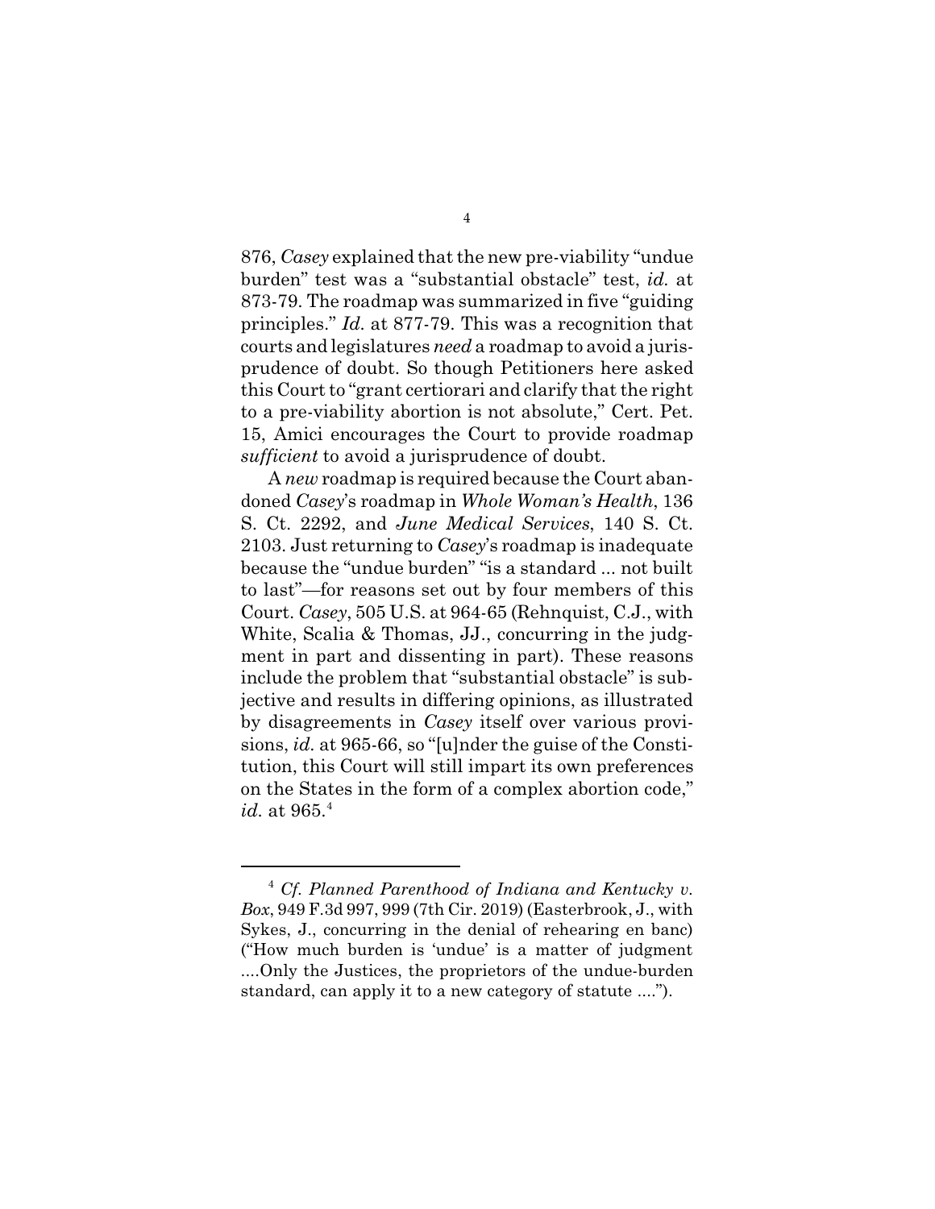876, *Casey* explained that the new pre-viability "undue burden" test was a "substantial obstacle" test, *id.* at 873-79. The roadmap was summarized in five "guiding principles." *Id.* at 877-79. This was a recognition that courts and legislatures *need* a roadmap to avoid a jurisprudence of doubt. So though Petitioners here asked this Court to "grant certiorari and clarify that the right to a pre-viability abortion is not absolute," Cert. Pet. 15, Amici encourages the Court to provide roadmap *sufficient* to avoid a jurisprudence of doubt.

A *new* roadmap is required because the Court abandoned *Casey*'s roadmap in *Whole Woman's Health*, 136 S. Ct. 2292, and *June Medical Services*, 140 S. Ct. 2103. Just returning to *Casey*'s roadmap is inadequate because the "undue burden" "is a standard ... not built to last"—for reasons set out by four members of this Court. *Casey*, 505 U.S. at 964-65 (Rehnquist, C.J., with White, Scalia & Thomas, JJ., concurring in the judgment in part and dissenting in part). These reasons include the problem that "substantial obstacle" is subjective and results in differing opinions, as illustrated by disagreements in *Casey* itself over various provisions, *id.* at 965-66, so "[u]nder the guise of the Constitution, this Court will still impart its own preferences on the States in the form of a complex abortion code," *id.* at 965.[4]

---

[4] *Cf. Planned Parenthood of Indiana and Kentucky v. Box*, 949 F.3d 997, 999 (7th Cir. 2019) (Easterbrook, J., with Sykes, J., concurring in the denial of rehearing en banc) ("How much burden is 'undue' is a matter of judgment ....Only the Justices, the proprietors of the undue-burden standard, can apply it to a new category of statute ....").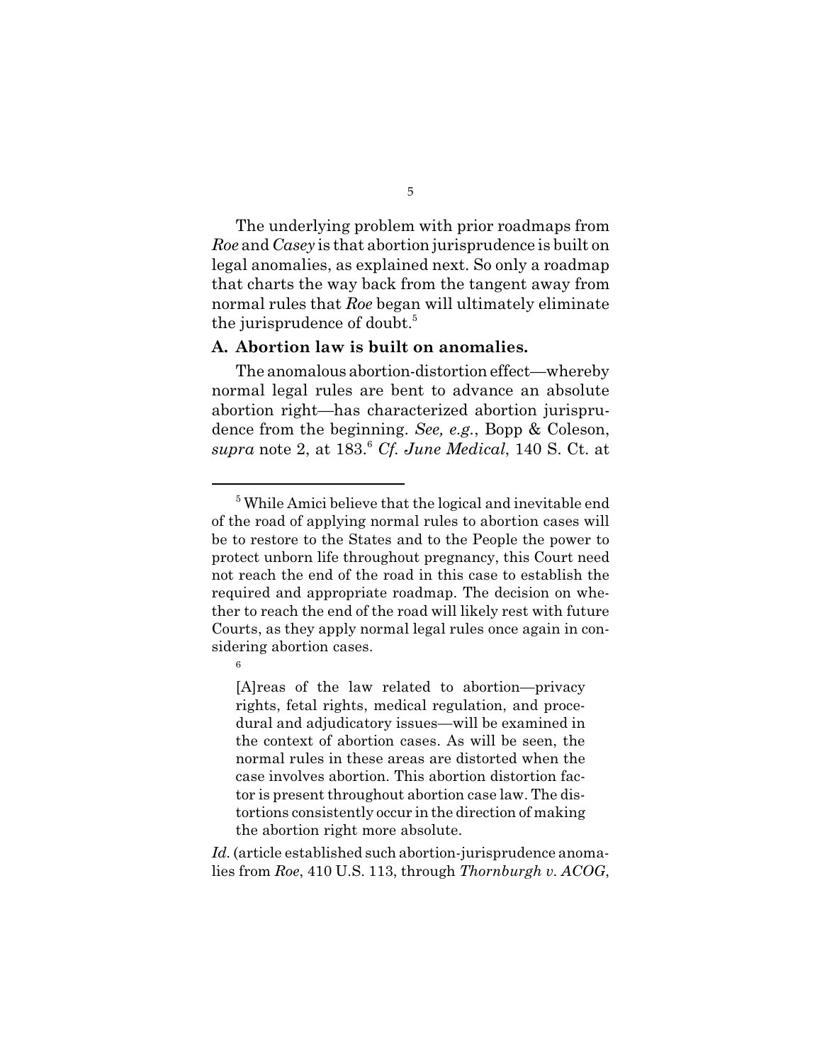The underlying problem with prior roadmaps from *Roe* and *Casey* is that abortion jurisprudence is built on legal anomalies, as explained next. So only a roadmap that charts the way back from the tangent away from normal rules that *Roe* began will ultimately eliminate the jurisprudence of doubt.[5]

### A. Abortion law is built on anomalies.

The anomalous abortion-distortion effect—whereby normal legal rules are bent to advance an absolute abortion right—has characterized abortion jurisprudence from the beginning. *See, e.g.*, Bopp & Coleson, *supra* note 2, at 183.[6] *Cf. June Medical*, 140 S. Ct. at

---

[5] While Amici believe that the logical and inevitable end of the road of applying normal rules to abortion cases will be to restore to the States and to the People the power to protect unborn life throughout pregnancy, this Court need not reach the end of the road in this case to establish the required and appropriate roadmap. The decision on whether to reach the end of the road will likely rest with future Courts, as they apply normal legal rules once again in considering abortion cases.

[6]

> [A]reas of the law related to abortion—privacy rights, fetal rights, medical regulation, and procedural and adjudicatory issues—will be examined in the context of abortion cases. As will be seen, the normal rules in these areas are distorted when the case involves abortion. This abortion distortion factor is present throughout abortion case law. The distortions consistently occur in the direction of making the abortion right more absolute.

*Id.* (article established such abortion-jurisprudence anomalies from *Roe*, 410 U.S. 113, through *Thornburgh v. ACOG*,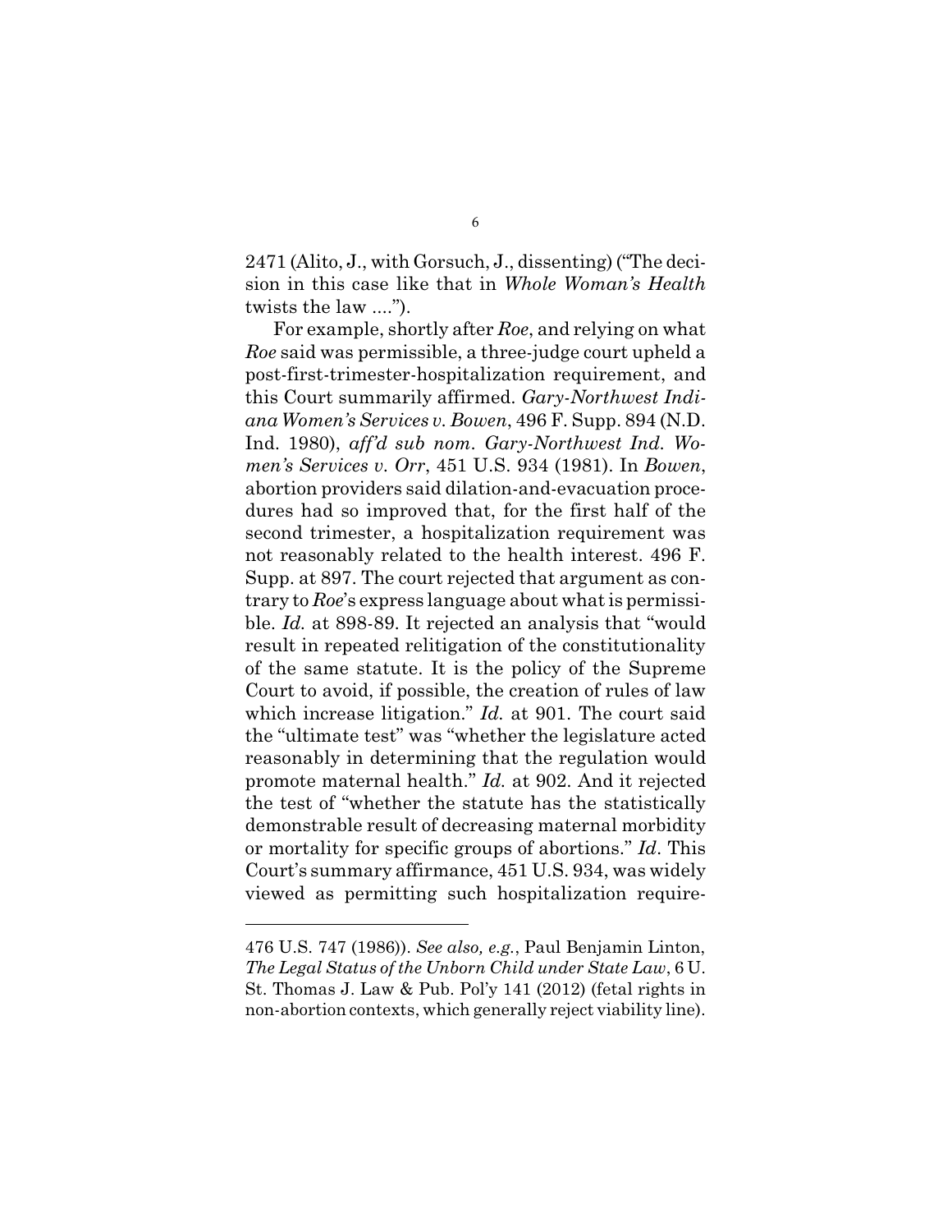2471 (Alito, J., with Gorsuch, J., dissenting) ("The decision in this case like that in *Whole Woman's Health* twists the law ....").

For example, shortly after *Roe*, and relying on what *Roe* said was permissible, a three-judge court upheld a post-first-trimester-hospitalization requirement, and this Court summarily affirmed. *Gary-Northwest Indiana Women's Services v. Bowen*, 496 F. Supp. 894 (N.D. Ind. 1980), *aff'd sub nom. Gary-Northwest Ind. Women's Services v. Orr*, 451 U.S. 934 (1981). In *Bowen*, abortion providers said dilation-and-evacuation procedures had so improved that, for the first half of the second trimester, a hospitalization requirement was not reasonably related to the health interest. 496 F. Supp. at 897. The court rejected that argument as contrary to *Roe*'s express language about what is permissible. *Id.* at 898-89. It rejected an analysis that "would result in repeated relitigation of the constitutionality of the same statute. It is the policy of the Supreme Court to avoid, if possible, the creation of rules of law which increase litigation." *Id.* at 901. The court said the "ultimate test" was "whether the legislature acted reasonably in determining that the regulation would promote maternal health." *Id.* at 902. And it rejected the test of "whether the statute has the statistically demonstrable result of decreasing maternal morbidity or mortality for specific groups of abortions." *Id*. This Court's summary affirmance, 451 U.S. 934, was widely viewed as permitting such hospitalization require-

---

476 U.S. 747 (1986)). *See also, e.g.*, Paul Benjamin Linton, *The Legal Status of the Unborn Child under State Law*, 6 U. St. Thomas J. Law & Pub. Pol'y 141 (2012) (fetal rights in non-abortion contexts, which generally reject viability line).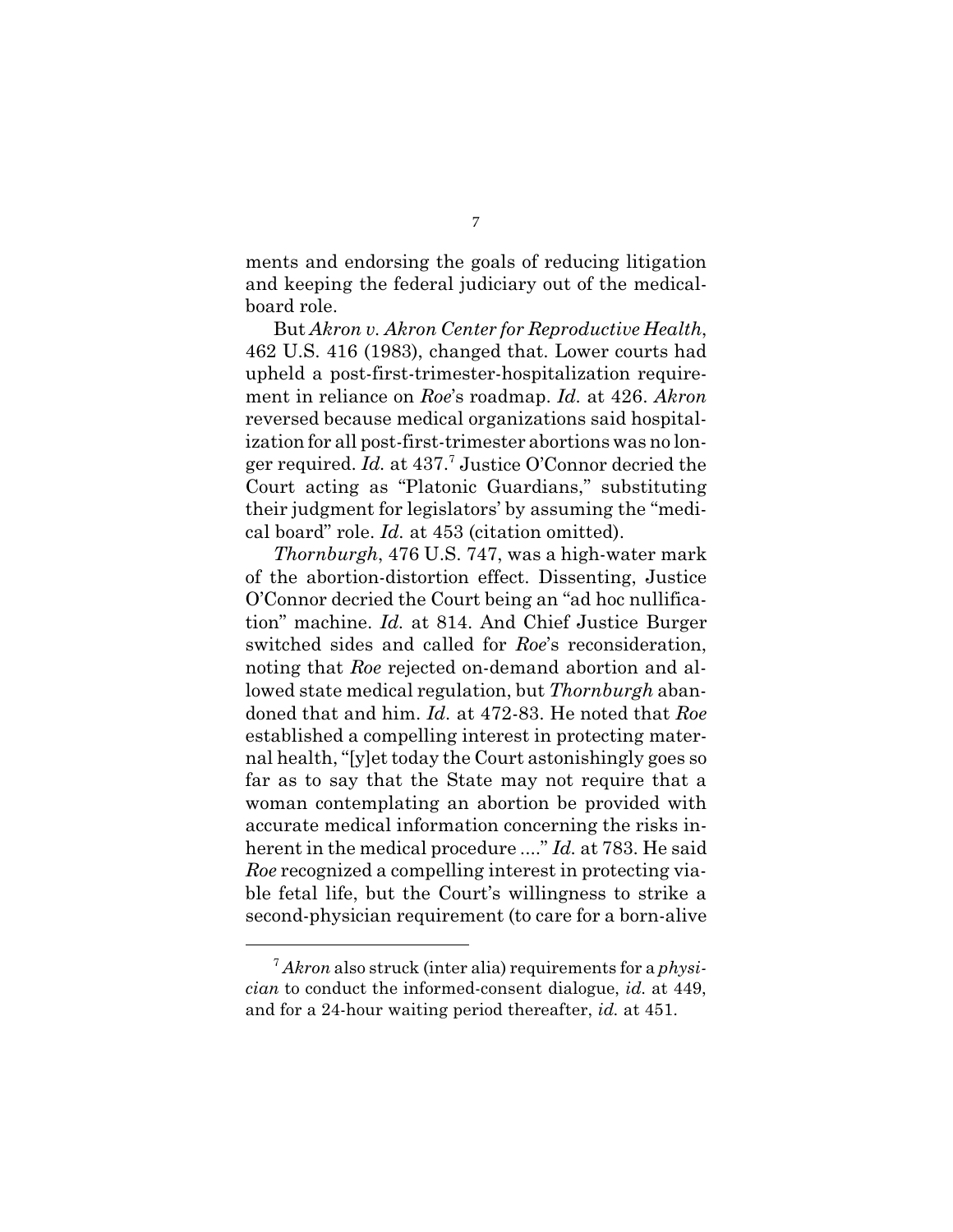ments and endorsing the goals of reducing litigation and keeping the federal judiciary out of the medical-board role.

But *Akron v. Akron Center for Reproductive Health*, 462 U.S. 416 (1983), changed that. Lower courts had upheld a post-first-trimester-hospitalization requirement in reliance on *Roe*'s roadmap. *Id.* at 426. *Akron* reversed because medical organizations said hospitalization for all post-first-trimester abortions was no longer required. *Id.* at 437.[7] Justice O'Connor decried the Court acting as "Platonic Guardians," substituting their judgment for legislators' by assuming the "medical board" role. *Id.* at 453 (citation omitted).

*Thornburgh*, 476 U.S. 747, was a high-water mark of the abortion-distortion effect. Dissenting, Justice O'Connor decried the Court being an "ad hoc nullification" machine. *Id.* at 814. And Chief Justice Burger switched sides and called for *Roe*'s reconsideration, noting that *Roe* rejected on-demand abortion and allowed state medical regulation, but *Thornburgh* abandoned that and him. *Id*. at 472-83. He noted that *Roe* established a compelling interest in protecting maternal health, "[y]et today the Court astonishingly goes so far as to say that the State may not require that a woman contemplating an abortion be provided with accurate medical information concerning the risks inherent in the medical procedure ...." *Id.* at 783. He said *Roe* recognized a compelling interest in protecting viable fetal life, but the Court's willingness to strike a second-physician requirement (to care for a born-alive

---

[7] *Akron* also struck (inter alia) requirements for a *physician* to conduct the informed-consent dialogue, *id.* at 449, and for a 24-hour waiting period thereafter, *id.* at 451.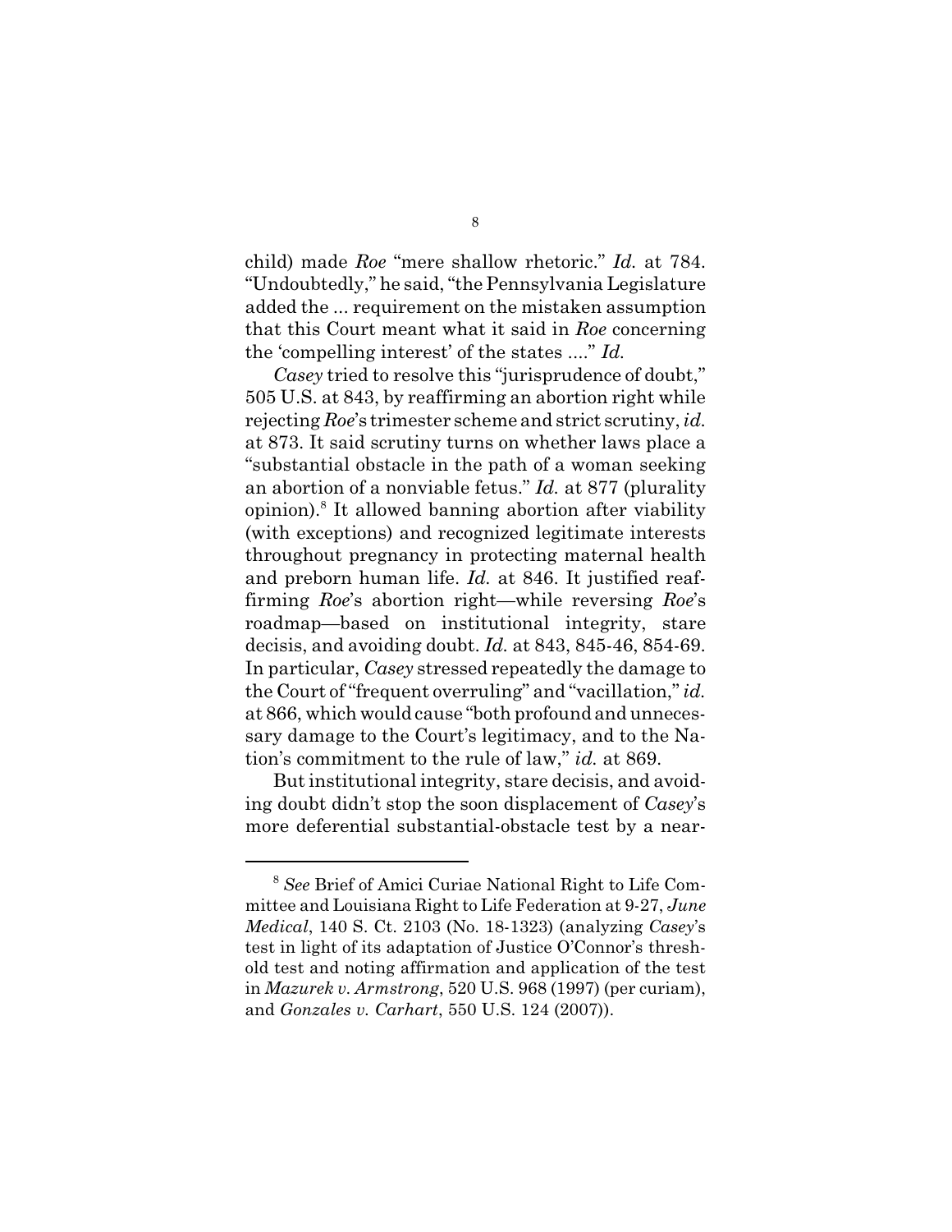child) made *Roe* "mere shallow rhetoric." *Id.* at 784. "Undoubtedly," he said, "the Pennsylvania Legislature added the ... requirement on the mistaken assumption that this Court meant what it said in *Roe* concerning the 'compelling interest' of the states ...." *Id.*

*Casey* tried to resolve this "jurisprudence of doubt," 505 U.S. at 843, by reaffirming an abortion right while rejecting *Roe*'s trimester scheme and strict scrutiny, *id.* at 873. It said scrutiny turns on whether laws place a "substantial obstacle in the path of a woman seeking an abortion of a nonviable fetus." *Id.* at 877 (plurality opinion).[8] It allowed banning abortion after viability (with exceptions) and recognized legitimate interests throughout pregnancy in protecting maternal health and preborn human life. *Id.* at 846. It justified reaffirming *Roe*'s abortion right—while reversing *Roe*'s roadmap—based on institutional integrity, stare decisis, and avoiding doubt. *Id.* at 843, 845-46, 854-69. In particular, *Casey* stressed repeatedly the damage to the Court of "frequent overruling" and "vacillation," *id.* at 866, which would cause "both profound and unnecessary damage to the Court's legitimacy, and to the Nation's commitment to the rule of law," *id.* at 869.

But institutional integrity, stare decisis, and avoiding doubt didn't stop the soon displacement of *Casey*'s more deferential substantial-obstacle test by a near-

---

[8] *See* Brief of Amici Curiae National Right to Life Committee and Louisiana Right to Life Federation at 9-27, *June Medical*, 140 S. Ct. 2103 (No. 18-1323) (analyzing *Casey*'s test in light of its adaptation of Justice O'Connor's threshold test and noting affirmation and application of the test in *Mazurek v. Armstrong*, 520 U.S. 968 (1997) (per curiam), and *Gonzales v. Carhart*, 550 U.S. 124 (2007)).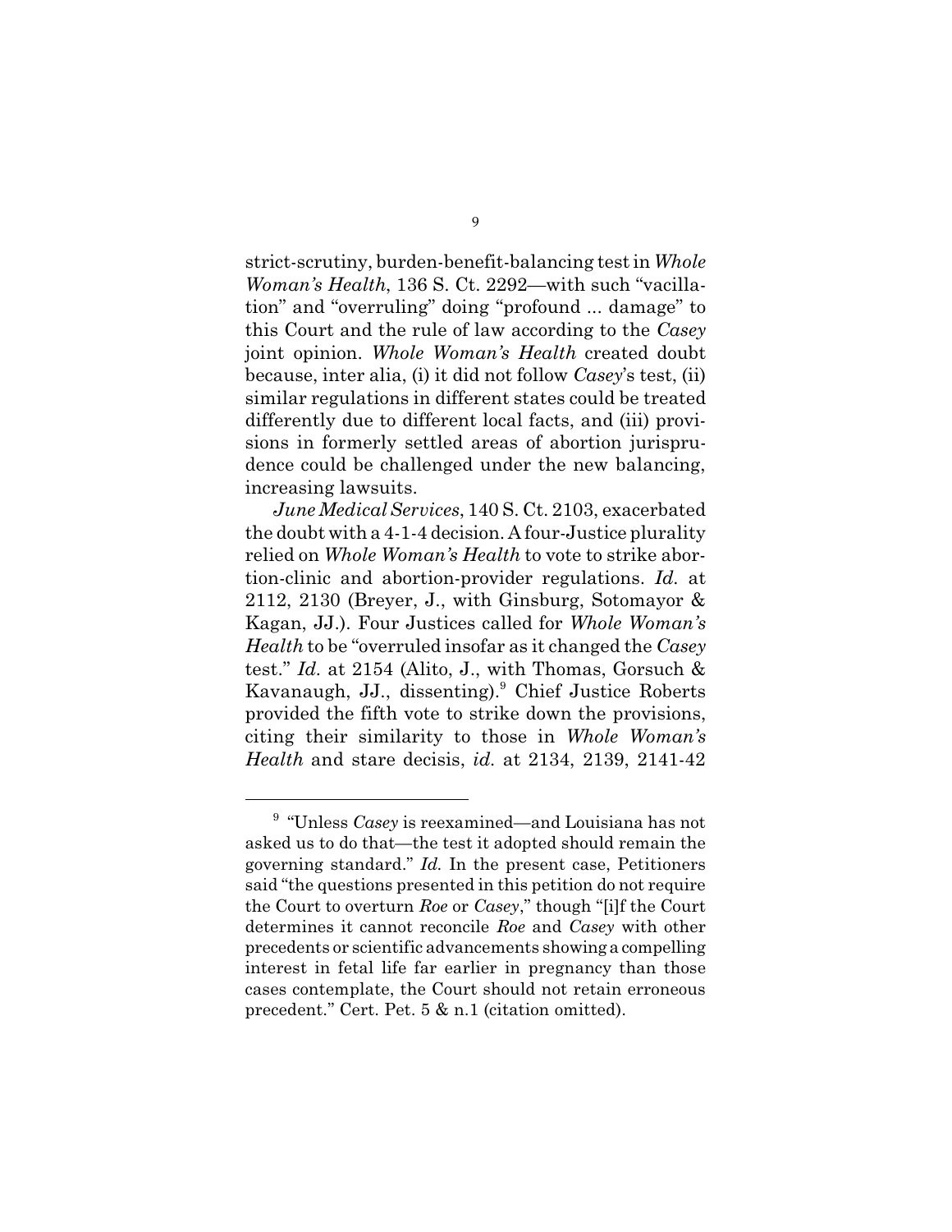strict-scrutiny, burden-benefit-balancing test in *Whole Woman's Health*, 136 S. Ct. 2292—with such "vacillation" and "overruling" doing "profound ... damage" to this Court and the rule of law according to the *Casey* joint opinion. *Whole Woman's Health* created doubt because, inter alia, (i) it did not follow *Casey*'s test, (ii) similar regulations in different states could be treated differently due to different local facts, and (iii) provisions in formerly settled areas of abortion jurisprudence could be challenged under the new balancing, increasing lawsuits.

*June Medical Services*, 140 S. Ct. 2103, exacerbated the doubt with a 4-1-4 decision. A four-Justice plurality relied on *Whole Woman's Health* to vote to strike abortion-clinic and abortion-provider regulations. *Id.* at 2112, 2130 (Breyer, J., with Ginsburg, Sotomayor & Kagan, JJ.). Four Justices called for *Whole Woman's Health* to be "overruled insofar as it changed the *Casey* test." *Id.* at 2154 (Alito, J., with Thomas, Gorsuch & Kavanaugh, JJ., dissenting).[9] Chief Justice Roberts provided the fifth vote to strike down the provisions, citing their similarity to those in *Whole Woman's Health* and stare decisis, *id.* at 2134, 2139, 2141-42

---

[9] "Unless *Casey* is reexamined—and Louisiana has not asked us to do that—the test it adopted should remain the governing standard." *Id.* In the present case, Petitioners said "the questions presented in this petition do not require the Court to overturn *Roe* or *Casey*," though "[i]f the Court determines it cannot reconcile *Roe* and *Casey* with other precedents or scientific advancements showing a compelling interest in fetal life far earlier in pregnancy than those cases contemplate, the Court should not retain erroneous precedent." Cert. Pet. 5 & n.1 (citation omitted).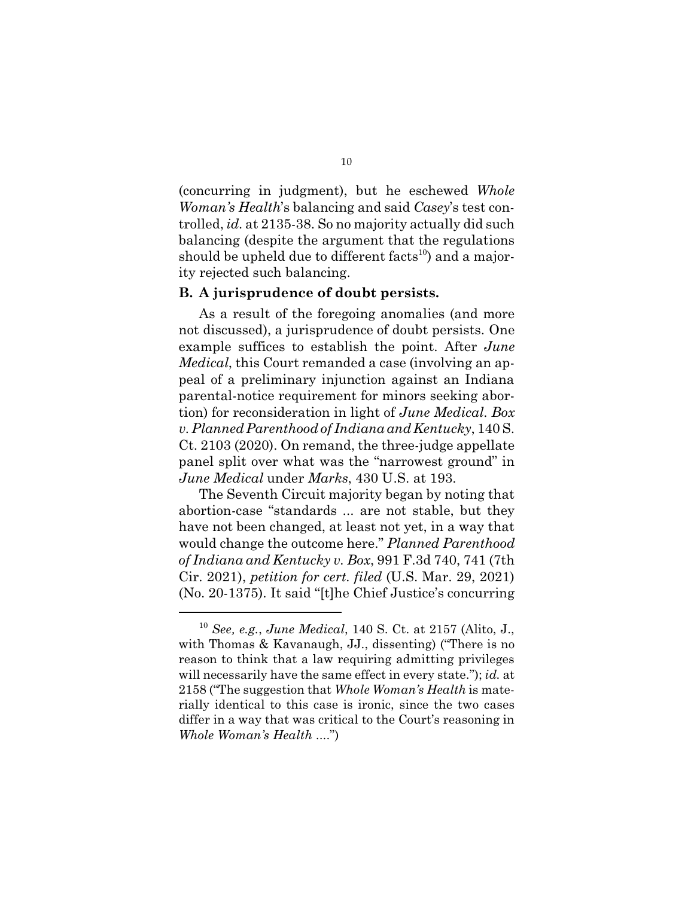(concurring in judgment), but he eschewed *Whole Woman's Health*'s balancing and said *Casey*'s test controlled, *id.* at 2135-38. So no majority actually did such balancing (despite the argument that the regulations should be upheld due to different facts[10]) and a majority rejected such balancing.

### B. A jurisprudence of doubt persists.

As a result of the foregoing anomalies (and more not discussed), a jurisprudence of doubt persists. One example suffices to establish the point. After *June Medical*, this Court remanded a case (involving an appeal of a preliminary injunction against an Indiana parental-notice requirement for minors seeking abortion) for reconsideration in light of *June Medical*. *Box v. Planned Parenthood of Indiana and Kentucky*, 140 S. Ct. 2103 (2020). On remand, the three-judge appellate panel split over what was the "narrowest ground" in *June Medical* under *Marks*, 430 U.S. at 193.

The Seventh Circuit majority began by noting that abortion-case "standards ... are not stable, but they have not been changed, at least not yet, in a way that would change the outcome here." *Planned Parenthood of Indiana and Kentucky v. Box*, 991 F.3d 740, 741 (7th Cir. 2021), *petition for cert. filed* (U.S. Mar. 29, 2021) (No. 20-1375). It said "[t]he Chief Justice's concurring

---

[10] *See, e.g.*, *June Medical*, 140 S. Ct. at 2157 (Alito, J., with Thomas & Kavanaugh, JJ., dissenting) ("There is no reason to think that a law requiring admitting privileges will necessarily have the same effect in every state."); *id.* at 2158 ("The suggestion that *Whole Woman's Health* is materially identical to this case is ironic, since the two cases differ in a way that was critical to the Court's reasoning in *Whole Woman's Health* ....")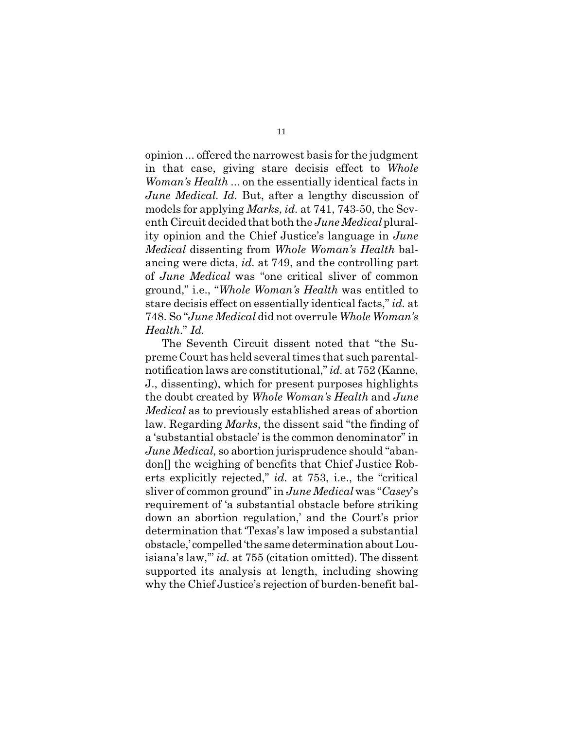opinion ... offered the narrowest basis for the judgment in that case, giving stare decisis effect to *Whole Woman's Health* ... on the essentially identical facts in *June Medical*. *Id.* But, after a lengthy discussion of models for applying *Marks*, *id.* at 741, 743-50, the Seventh Circuit decided that both the *June Medical* plurality opinion and the Chief Justice's language in *June Medical* dissenting from *Whole Woman's Health* balancing were dicta, *id.* at 749, and the controlling part of *June Medical* was "one critical sliver of common ground," i.e., "*Whole Woman's Health* was entitled to stare decisis effect on essentially identical facts," *id.* at 748. So "*June Medical* did not overrule *Whole Woman's Health*." *Id.*

The Seventh Circuit dissent noted that "the Supreme Court has held several times that such parental-notification laws are constitutional," *id.* at 752 (Kanne, J., dissenting), which for present purposes highlights the doubt created by *Whole Woman's Health* and *June Medical* as to previously established areas of abortion law. Regarding *Marks*, the dissent said "the finding of a 'substantial obstacle' is the common denominator" in *June Medical*, so abortion jurisprudence should "abandon[] the weighing of benefits that Chief Justice Roberts explicitly rejected," *id.* at 753, i.e., the "critical sliver of common ground" in *June Medical* was "*Casey*'s requirement of 'a substantial obstacle before striking down an abortion regulation,' and the Court's prior determination that 'Texas's law imposed a substantial obstacle,' compelled 'the same determination about Louisiana's law,'" *id.* at 755 (citation omitted). The dissent supported its analysis at length, including showing why the Chief Justice's rejection of burden-benefit bal-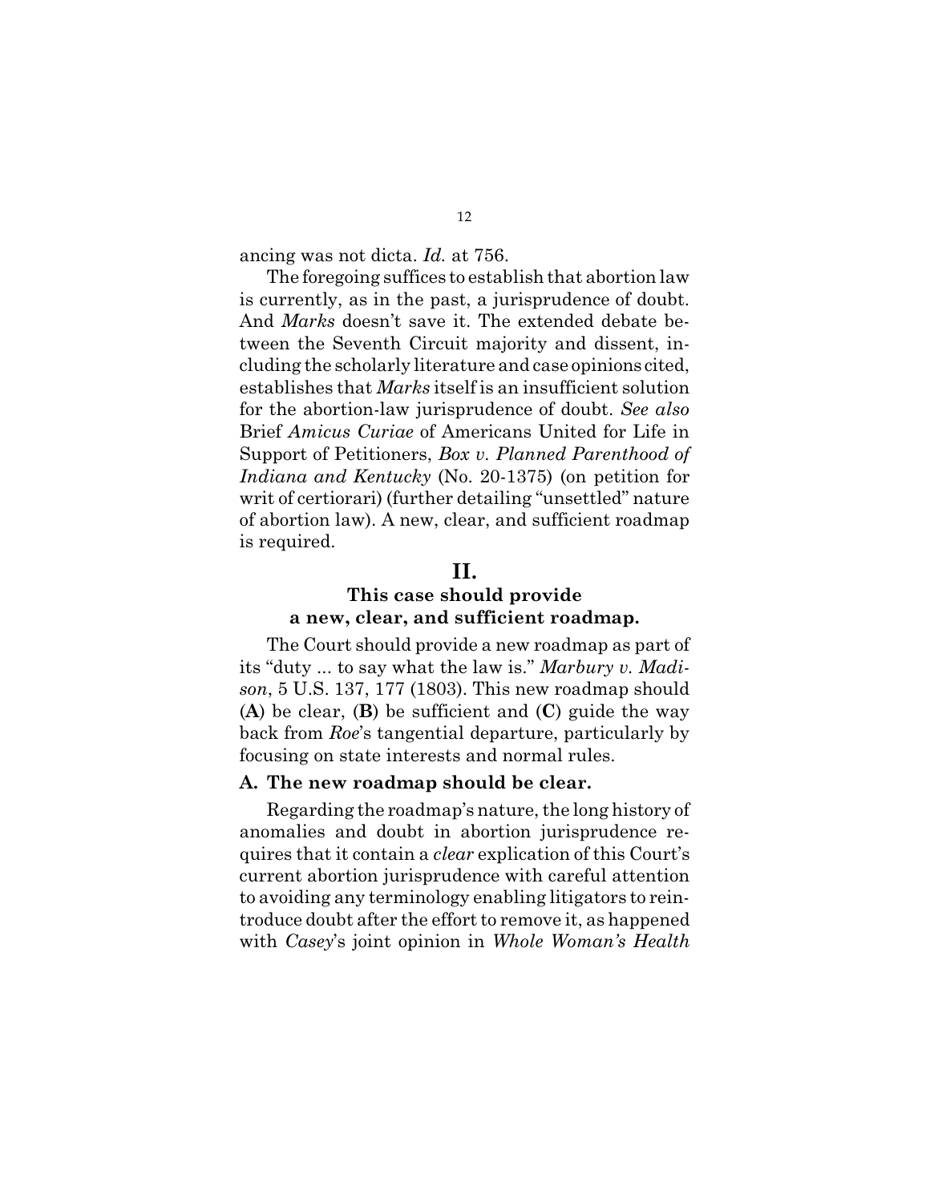ancing was not dicta. *Id.* at 756.

The foregoing suffices to establish that abortion law is currently, as in the past, a jurisprudence of doubt. And *Marks* doesn't save it. The extended debate between the Seventh Circuit majority and dissent, including the scholarly literature and case opinions cited, establishes that *Marks* itself is an insufficient solution for the abortion-law jurisprudence of doubt. *See also* Brief *Amicus Curiae* of Americans United for Life in Support of Petitioners, *Box v. Planned Parenthood of Indiana and Kentucky* (No. 20-1375) (on petition for writ of certiorari) (further detailing "unsettled" nature of abortion law). A new, clear, and sufficient roadmap is required.

## II.
## This case should provide a new, clear, and sufficient roadmap.

The Court should provide a new roadmap as part of its "duty ... to say what the law is." *Marbury v. Madison*, 5 U.S. 137, 177 (1803). This new roadmap should (**A**) be clear, (**B**) be sufficient and (**C**) guide the way back from *Roe*'s tangential departure, particularly by focusing on state interests and normal rules.

### A. The new roadmap should be clear.

Regarding the roadmap's nature, the long history of anomalies and doubt in abortion jurisprudence requires that it contain a *clear* explication of this Court's current abortion jurisprudence with careful attention to avoiding any terminology enabling litigators to reintroduce doubt after the effort to remove it, as happened with *Casey*'s joint opinion in *Whole Woman's Health*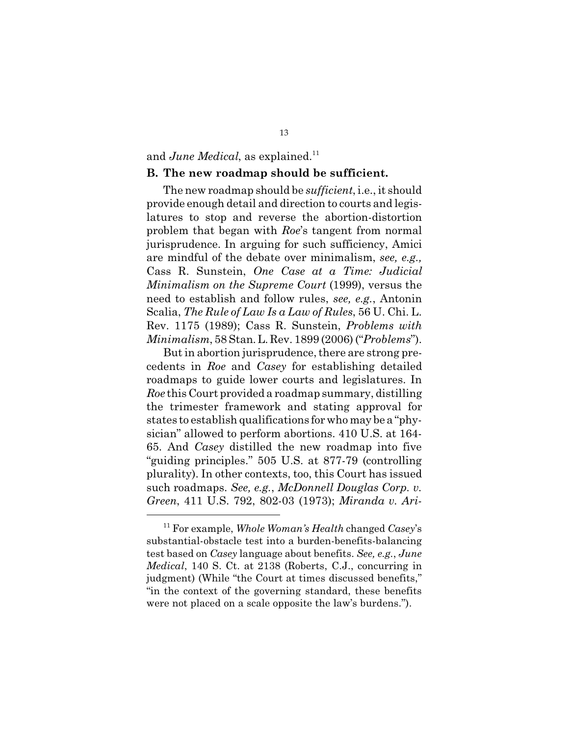and *June Medical*, as explained.[11]

### B. The new roadmap should be sufficient.

The new roadmap should be *sufficient*, i.e., it should provide enough detail and direction to courts and legislatures to stop and reverse the abortion-distortion problem that began with *Roe*'s tangent from normal jurisprudence. In arguing for such sufficiency, Amici are mindful of the debate over minimalism, *see, e.g.,* Cass R. Sunstein, *One Case at a Time: Judicial Minimalism on the Supreme Court* (1999), versus the need to establish and follow rules, *see, e.g.*, Antonin Scalia, *The Rule of Law Is a Law of Rules*, 56 U. Chi. L. Rev. 1175 (1989); Cass R. Sunstein, *Problems with Minimalism*, 58 Stan. L. Rev. 1899 (2006) ("*Problems*").

But in abortion jurisprudence, there are strong precedents in *Roe* and *Casey* for establishing detailed roadmaps to guide lower courts and legislatures. In *Roe* this Court provided a roadmap summary, distilling the trimester framework and stating approval for states to establish qualifications for who may be a "physician" allowed to perform abortions. 410 U.S. at 164-65. And *Casey* distilled the new roadmap into five "guiding principles." 505 U.S. at 877-79 (controlling plurality). In other contexts, too, this Court has issued such roadmaps. *See, e.g.*, *McDonnell Douglas Corp. v. Green*, 411 U.S. 792, 802-03 (1973); *Miranda v. Ari-*

---

[11] For example, *Whole Woman's Health* changed *Casey*'s substantial-obstacle test into a burden-benefits-balancing test based on *Casey* language about benefits. *See, e.g.*, *June Medical*, 140 S. Ct. at 2138 (Roberts, C.J., concurring in judgment) (While "the Court at times discussed benefits," "in the context of the governing standard, these benefits were not placed on a scale opposite the law's burdens.").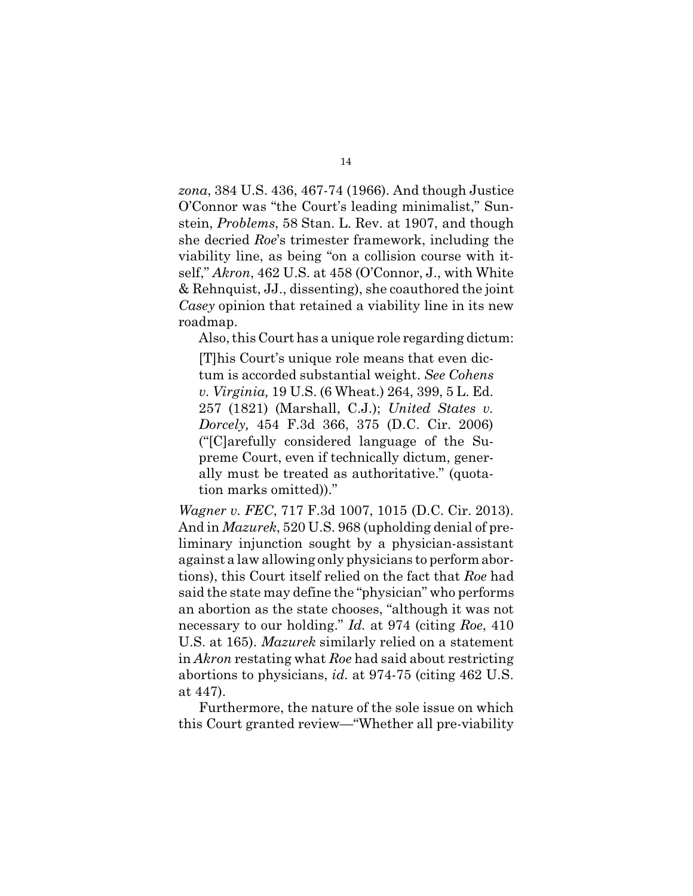*zona*, 384 U.S. 436, 467-74 (1966). And though Justice O'Connor was "the Court's leading minimalist," Sunstein, *Problems*, 58 Stan. L. Rev. at 1907, and though she decried *Roe*'s trimester framework, including the viability line, as being "on a collision course with itself," *Akron*, 462 U.S. at 458 (O'Connor, J., with White & Rehnquist, JJ., dissenting), she coauthored the joint *Casey* opinion that retained a viability line in its new roadmap.

Also, this Court has a unique role regarding dictum:

> [T]his Court's unique role means that even dictum is accorded substantial weight. *See Cohens v. Virginia,* 19 U.S. (6 Wheat.) 264, 399, 5 L. Ed. 257 (1821) (Marshall, C.J.); *United States v. Dorcely,* 454 F.3d 366, 375 (D.C. Cir. 2006) ("[C]arefully considered language of the Supreme Court, even if technically dictum, generally must be treated as authoritative." (quotation marks omitted))."

*Wagner v. FEC*, 717 F.3d 1007, 1015 (D.C. Cir. 2013). And in *Mazurek*, 520 U.S. 968 (upholding denial of preliminary injunction sought by a physician-assistant against a law allowing only physicians to perform abortions), this Court itself relied on the fact that *Roe* had said the state may define the "physician" who performs an abortion as the state chooses, "although it was not necessary to our holding." *Id.* at 974 (citing *Roe*, 410 U.S. at 165). *Mazurek* similarly relied on a statement in *Akron* restating what *Roe* had said about restricting abortions to physicians, *id.* at 974-75 (citing 462 U.S. at 447).

Furthermore, the nature of the sole issue on which this Court granted review—"Whether all pre-viability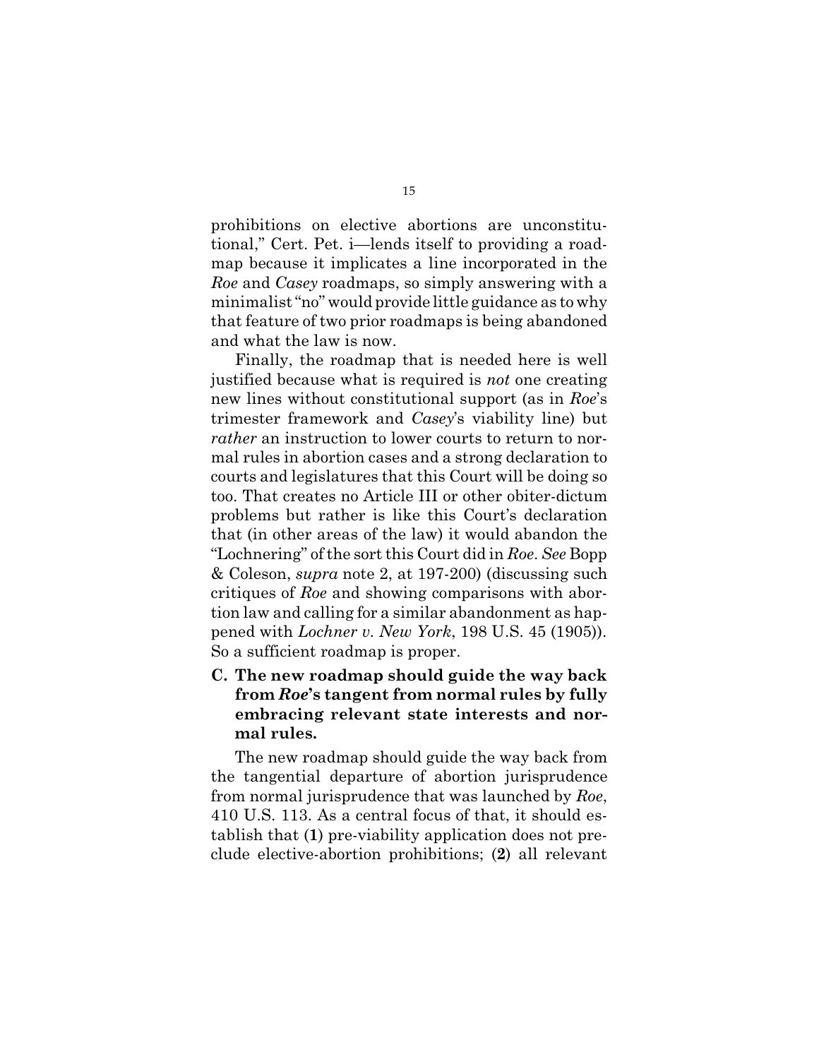prohibitions on elective abortions are unconstitutional," Cert. Pet. i—lends itself to providing a roadmap because it implicates a line incorporated in the *Roe* and *Casey* roadmaps, so simply answering with a minimalist "no" would provide little guidance as to why that feature of two prior roadmaps is being abandoned and what the law is now.

Finally, the roadmap that is needed here is well justified because what is required is *not* one creating new lines without constitutional support (as in *Roe*'s trimester framework and *Casey*'s viability line) but *rather* an instruction to lower courts to return to normal rules in abortion cases and a strong declaration to courts and legislatures that this Court will be doing so too. That creates no Article III or other obiter-dictum problems but rather is like this Court's declaration that (in other areas of the law) it would abandon the "Lochnering" of the sort this Court did in *Roe*. *See* Bopp & Coleson, *supra* note 2, at 197-200) (discussing such critiques of *Roe* and showing comparisons with abortion law and calling for a similar abandonment as happened with *Lochner v. New York*, 198 U.S. 45 (1905)). So a sufficient roadmap is proper.

### C. The new roadmap should guide the way back from *Roe*'s tangent from normal rules by fully embracing relevant state interests and normal rules.

The new roadmap should guide the way back from the tangential departure of abortion jurisprudence from normal jurisprudence that was launched by *Roe*, 410 U.S. 113. As a central focus of that, it should establish that (**1**) pre-viability application does not preclude elective-abortion prohibitions; (**2**) all relevant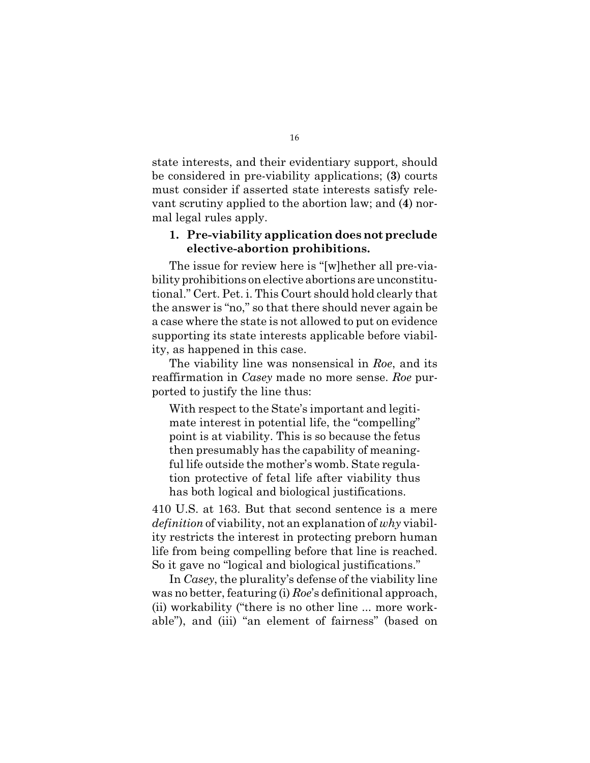state interests, and their evidentiary support, should be considered in pre-viability applications; (**3**) courts must consider if asserted state interests satisfy relevant scrutiny applied to the abortion law; and (**4**) normal legal rules apply.

### 1. Pre-viability application does not preclude elective-abortion prohibitions.

The issue for review here is "[w]hether all pre-viability prohibitions on elective abortions are unconstitutional." Cert. Pet. i. This Court should hold clearly that the answer is "no," so that there should never again be a case where the state is not allowed to put on evidence supporting its state interests applicable before viability, as happened in this case.

The viability line was nonsensical in *Roe*, and its reaffirmation in *Casey* made no more sense. *Roe* purported to justify the line thus:

> With respect to the State's important and legitimate interest in potential life, the "compelling" point is at viability. This is so because the fetus then presumably has the capability of meaningful life outside the mother's womb. State regulation protective of fetal life after viability thus has both logical and biological justifications.

410 U.S. at 163. But that second sentence is a mere *definition* of viability, not an explanation of *why* viability restricts the interest in protecting preborn human life from being compelling before that line is reached. So it gave no "logical and biological justifications."

In *Casey*, the plurality's defense of the viability line was no better, featuring (i) *Roe*'s definitional approach, (ii) workability ("there is no other line ... more workable"), and (iii) "an element of fairness" (based on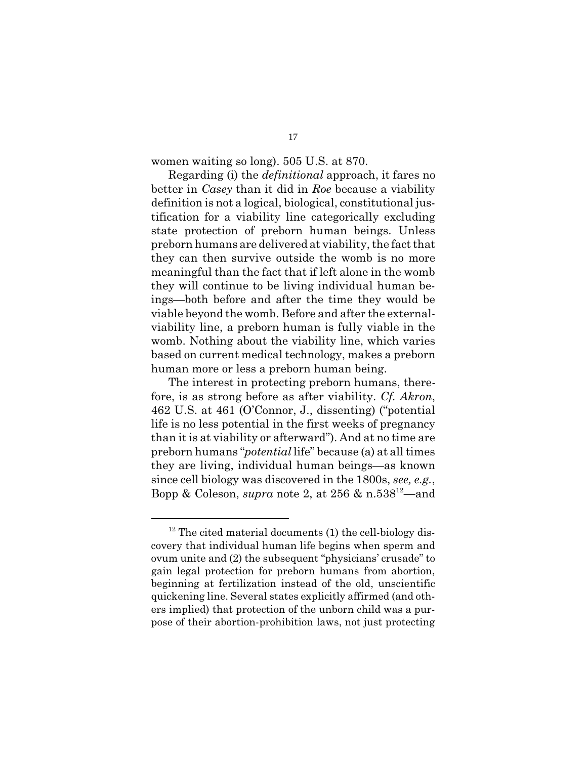women waiting so long). 505 U.S. at 870.

Regarding (i) the *definitional* approach, it fares no better in *Casey* than it did in *Roe* because a viability definition is not a logical, biological, constitutional justification for a viability line categorically excluding state protection of preborn human beings. Unless preborn humans are delivered at viability, the fact that they can then survive outside the womb is no more meaningful than the fact that if left alone in the womb they will continue to be living individual human beings—both before and after the time they would be viable beyond the womb. Before and after the external-viability line, a preborn human is fully viable in the womb. Nothing about the viability line, which varies based on current medical technology, makes a preborn human more or less a preborn human being.

The interest in protecting preborn humans, therefore, is as strong before as after viability. *Cf. Akron*, 462 U.S. at 461 (O'Connor, J., dissenting) ("potential life is no less potential in the first weeks of pregnancy than it is at viability or afterward"). And at no time are preborn humans "*potential* life" because (a) at all times they are living, individual human beings—as known since cell biology was discovered in the 1800s, *see, e.g.*, Bopp & Coleson, *supra* note 2, at 256 & n.538[12]—and

---

[12] The cited material documents (1) the cell-biology discovery that individual human life begins when sperm and ovum unite and (2) the subsequent "physicians' crusade" to gain legal protection for preborn humans from abortion, beginning at fertilization instead of the old, unscientific quickening line. Several states explicitly affirmed (and others implied) that protection of the unborn child was a purpose of their abortion-prohibition laws, not just protecting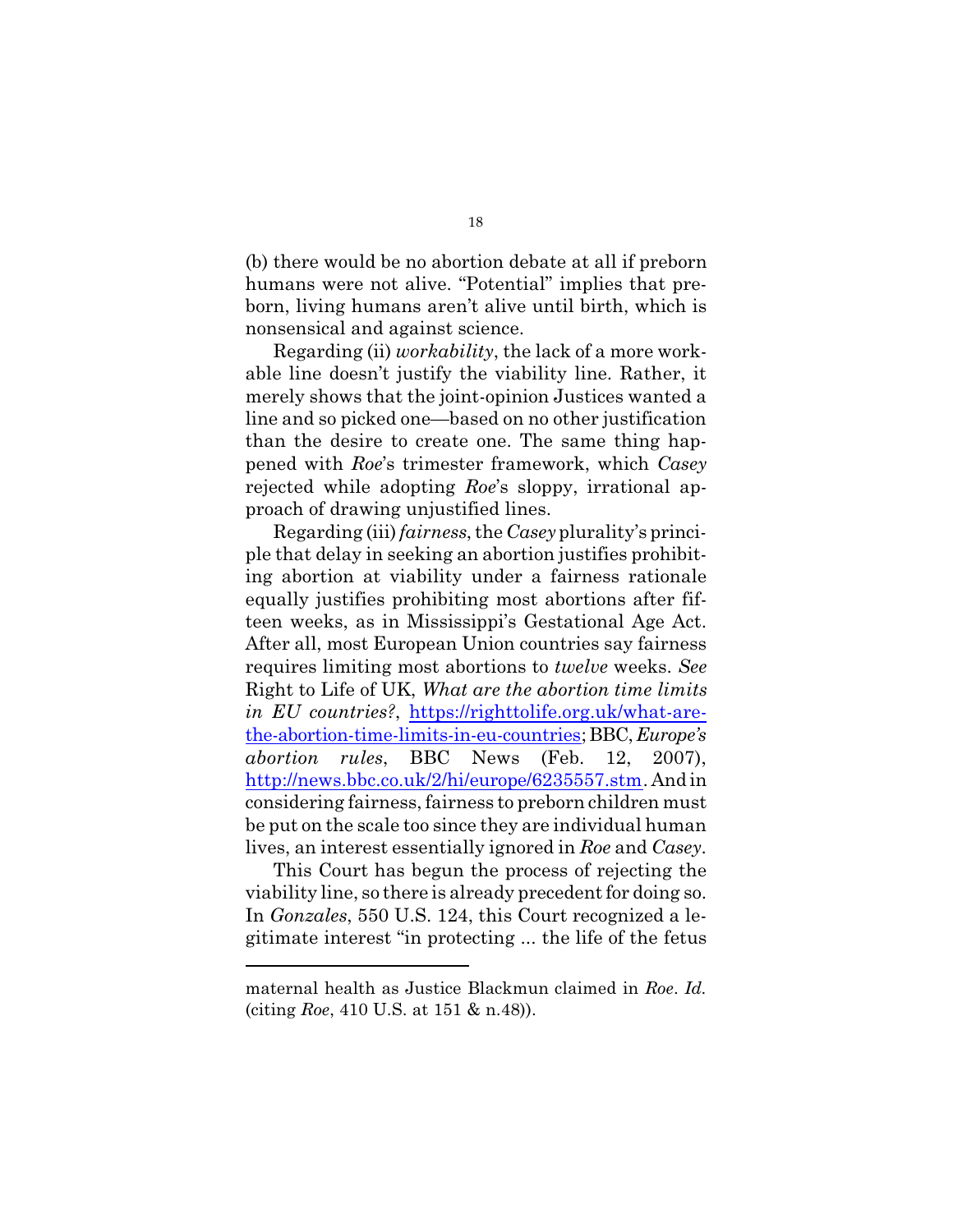(b) there would be no abortion debate at all if preborn humans were not alive. "Potential" implies that preborn, living humans aren't alive until birth, which is nonsensical and against science.

Regarding (ii) *workability*, the lack of a more workable line doesn't justify the viability line. Rather, it merely shows that the joint-opinion Justices wanted a line and so picked one—based on no other justification than the desire to create one. The same thing happened with *Roe*'s trimester framework, which *Casey* rejected while adopting *Roe*'s sloppy, irrational approach of drawing unjustified lines.

Regarding (iii) *fairness*, the *Casey* plurality's principle that delay in seeking an abortion justifies prohibiting abortion at viability under a fairness rationale equally justifies prohibiting most abortions after fifteen weeks, as in Mississippi's Gestational Age Act. After all, most European Union countries say fairness requires limiting most abortions to *twelve* weeks. *See* Right to Life of UK, *What are the abortion time limits in EU countries?*, https://righttolife.org.uk/what-are-the-abortion-time-limits-in-eu-countries; BBC, *Europe's abortion rules*, BBC News (Feb. 12, 2007), http://news.bbc.co.uk/2/hi/europe/6235557.stm. And in considering fairness, fairness to preborn children must be put on the scale too since they are individual human lives, an interest essentially ignored in *Roe* and *Casey*.

This Court has begun the process of rejecting the viability line, so there is already precedent for doing so. In *Gonzales*, 550 U.S. 124, this Court recognized a legitimate interest "in protecting ... the life of the fetus

---

maternal health as Justice Blackmun claimed in *Roe*. *Id.* (citing *Roe*, 410 U.S. at 151 & n.48)).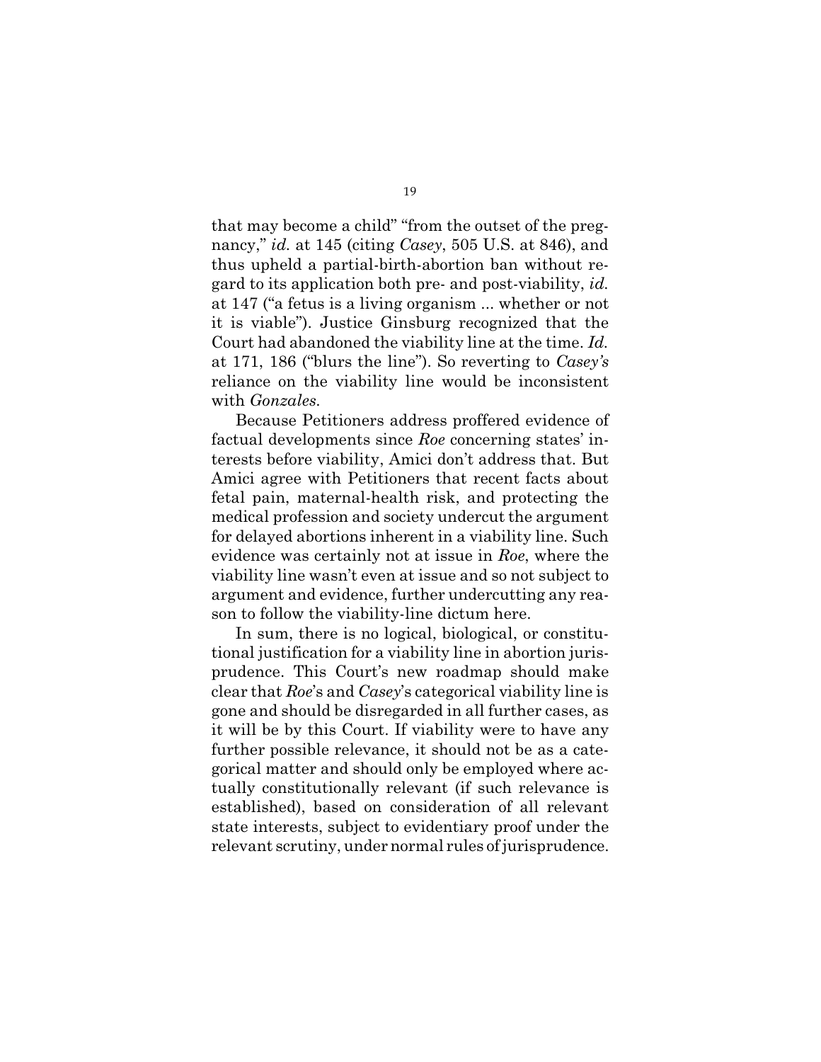that may become a child" "from the outset of the pregnancy," *id.* at 145 (citing *Casey*, 505 U.S. at 846), and thus upheld a partial-birth-abortion ban without regard to its application both pre- and post-viability, *id.* at 147 ("a fetus is a living organism ... whether or not it is viable"). Justice Ginsburg recognized that the Court had abandoned the viability line at the time. *Id.* at 171, 186 ("blurs the line"). So reverting to *Casey's* reliance on the viability line would be inconsistent with *Gonzales*.

Because Petitioners address proffered evidence of factual developments since *Roe* concerning states' interests before viability, Amici don't address that. But Amici agree with Petitioners that recent facts about fetal pain, maternal-health risk, and protecting the medical profession and society undercut the argument for delayed abortions inherent in a viability line. Such evidence was certainly not at issue in *Roe*, where the viability line wasn't even at issue and so not subject to argument and evidence, further undercutting any reason to follow the viability-line dictum here.

In sum, there is no logical, biological, or constitutional justification for a viability line in abortion jurisprudence. This Court's new roadmap should make clear that *Roe*'s and *Casey*'s categorical viability line is gone and should be disregarded in all further cases, as it will be by this Court. If viability were to have any further possible relevance, it should not be as a categorical matter and should only be employed where actually constitutionally relevant (if such relevance is established), based on consideration of all relevant state interests, subject to evidentiary proof under the relevant scrutiny, under normal rules of jurisprudence.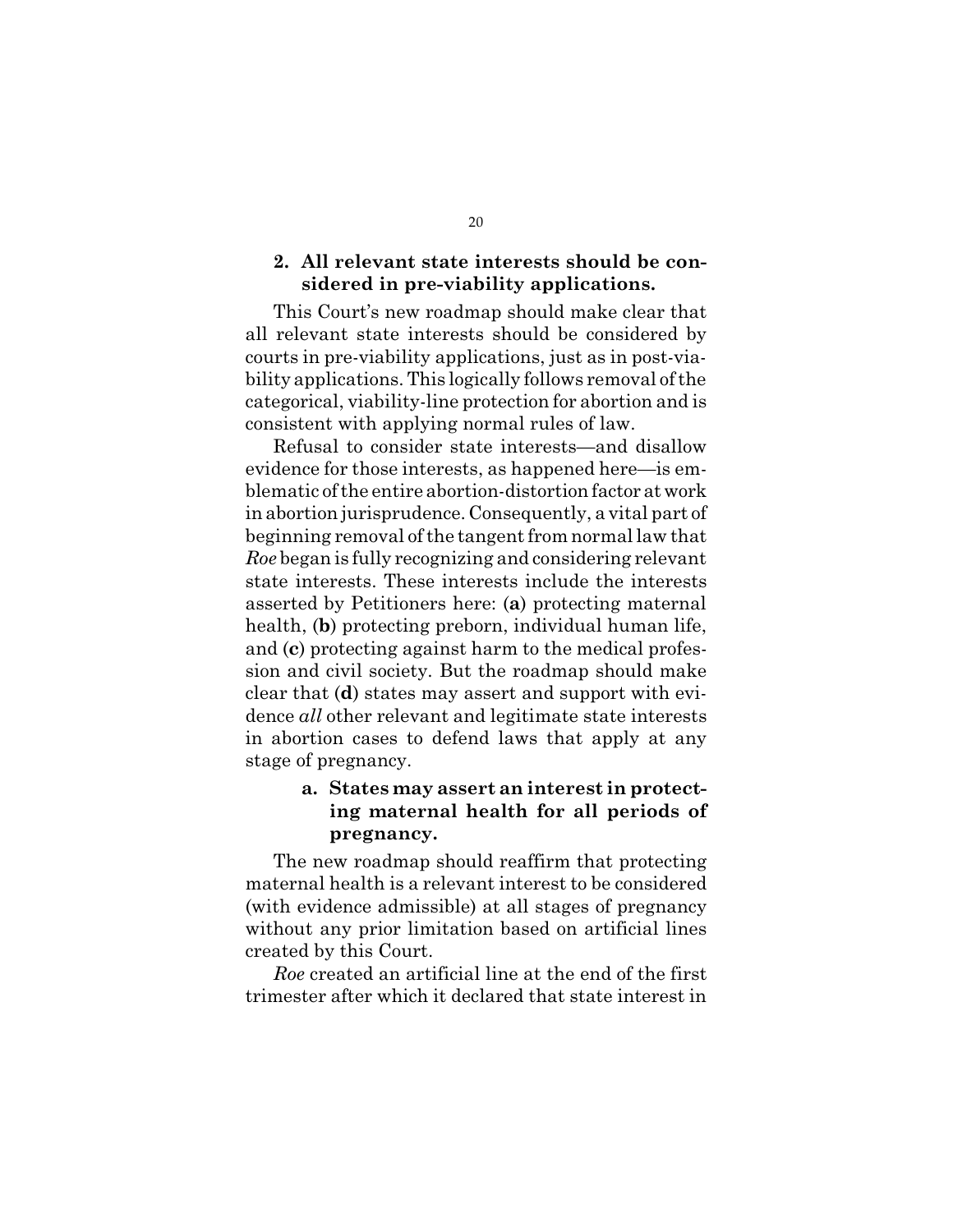### 2. All relevant state interests should be considered in pre-viability applications.

This Court's new roadmap should make clear that all relevant state interests should be considered by courts in pre-viability applications, just as in post-viability applications. This logically follows removal of the categorical, viability-line protection for abortion and is consistent with applying normal rules of law.

Refusal to consider state interests—and disallow evidence for those interests, as happened here—is emblematic of the entire abortion-distortion factor at work in abortion jurisprudence. Consequently, a vital part of beginning removal of the tangent from normal law that *Roe* began is fully recognizing and considering relevant state interests. These interests include the interests asserted by Petitioners here: (**a**) protecting maternal health, (**b**) protecting preborn, individual human life, and (**c**) protecting against harm to the medical profession and civil society. But the roadmap should make clear that (**d**) states may assert and support with evidence *all* other relevant and legitimate state interests in abortion cases to defend laws that apply at any stage of pregnancy.

#### a. States may assert an interest in protecting maternal health for all periods of pregnancy.

The new roadmap should reaffirm that protecting maternal health is a relevant interest to be considered (with evidence admissible) at all stages of pregnancy without any prior limitation based on artificial lines created by this Court.

*Roe* created an artificial line at the end of the first trimester after which it declared that state interest in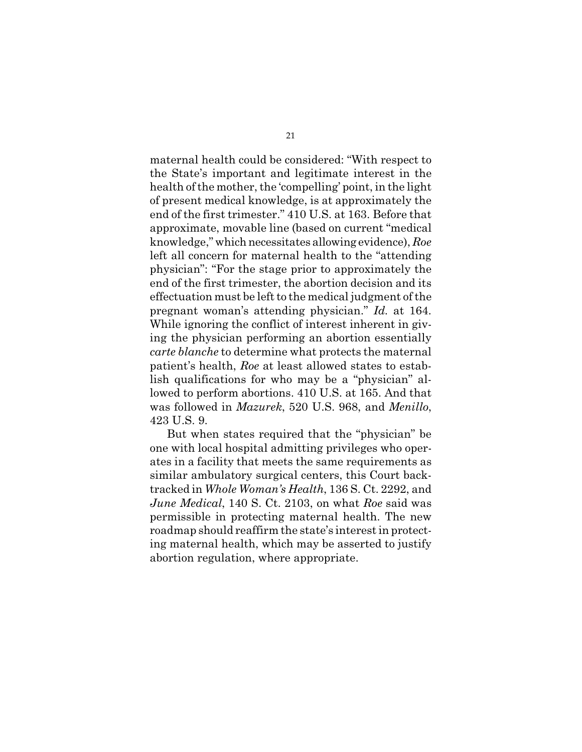maternal health could be considered: "With respect to the State's important and legitimate interest in the health of the mother, the 'compelling' point, in the light of present medical knowledge, is at approximately the end of the first trimester." 410 U.S. at 163. Before that approximate, movable line (based on current "medical knowledge," which necessitates allowing evidence), *Roe* left all concern for maternal health to the "attending physician": "For the stage prior to approximately the end of the first trimester, the abortion decision and its effectuation must be left to the medical judgment of the pregnant woman's attending physician." *Id.* at 164. While ignoring the conflict of interest inherent in giving the physician performing an abortion essentially *carte blanche* to determine what protects the maternal patient's health, *Roe* at least allowed states to establish qualifications for who may be a "physician" allowed to perform abortions. 410 U.S. at 165. And that was followed in *Mazurek*, 520 U.S. 968, and *Menillo*, 423 U.S. 9.

But when states required that the "physician" be one with local hospital admitting privileges who operates in a facility that meets the same requirements as similar ambulatory surgical centers, this Court backtracked in *Whole Woman's Health*, 136 S. Ct. 2292, and *June Medical*, 140 S. Ct. 2103, on what *Roe* said was permissible in protecting maternal health. The new roadmap should reaffirm the state's interest in protecting maternal health, which may be asserted to justify abortion regulation, where appropriate.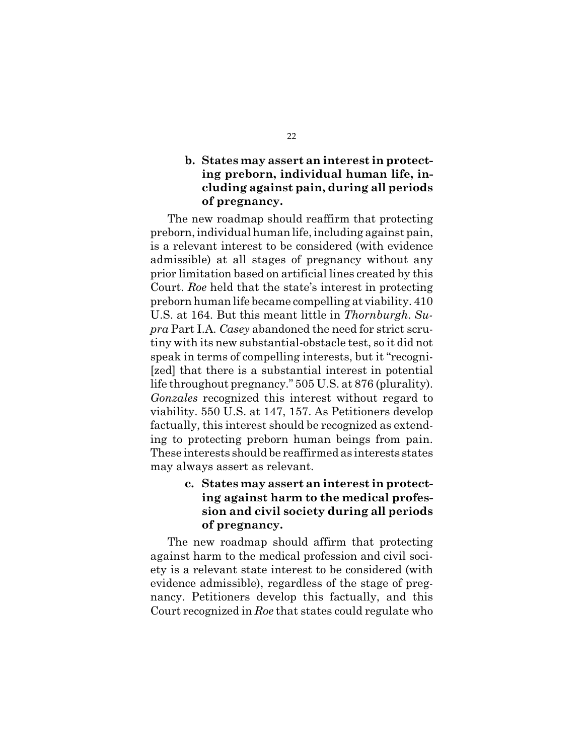**b. States may assert an interest in protecting preborn, individual human life, including against pain, during all periods of pregnancy.**

The new roadmap should reaffirm that protecting preborn, individual human life, including against pain, is a relevant interest to be considered (with evidence admissible) at all stages of pregnancy without any prior limitation based on artificial lines created by this Court. *Roe* held that the state's interest in protecting preborn human life became compelling at viability. 410 U.S. at 164. But this meant little in *Thornburgh*. *Supra* Part I.A. *Casey* abandoned the need for strict scrutiny with its new substantial-obstacle test, so it did not speak in terms of compelling interests, but it "recogni[zed] that there is a substantial interest in potential life throughout pregnancy." 505 U.S. at 876 (plurality). *Gonzales* recognized this interest without regard to viability. 550 U.S. at 147, 157. As Petitioners develop factually, this interest should be recognized as extending to protecting preborn human beings from pain. These interests should be reaffirmed as interests states may always assert as relevant.

**c. States may assert an interest in protecting against harm to the medical profession and civil society during all periods of pregnancy.**

The new roadmap should affirm that protecting against harm to the medical profession and civil society is a relevant state interest to be considered (with evidence admissible), regardless of the stage of pregnancy. Petitioners develop this factually, and this Court recognized in *Roe* that states could regulate who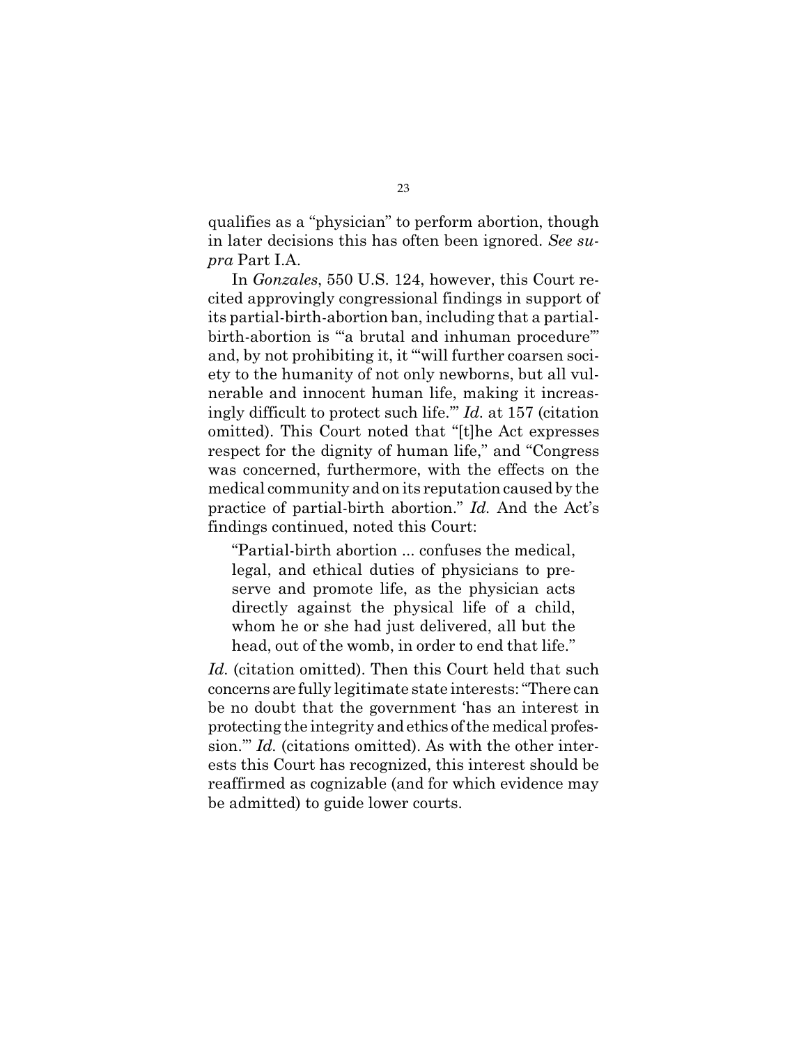qualifies as a "physician" to perform abortion, though in later decisions this has often been ignored. *See supra* Part I.A.

In *Gonzales*, 550 U.S. 124, however, this Court recited approvingly congressional findings in support of its partial-birth-abortion ban, including that a partial-birth-abortion is "'a brutal and inhuman procedure'" and, by not prohibiting it, it "'will further coarsen society to the humanity of not only newborns, but all vulnerable and innocent human life, making it increasingly difficult to protect such life.'" *Id.* at 157 (citation omitted). This Court noted that "[t]he Act expresses respect for the dignity of human life," and "Congress was concerned, furthermore, with the effects on the medical community and on its reputation caused by the practice of partial-birth abortion." *Id.* And the Act's findings continued, noted this Court:

> "Partial-birth abortion ... confuses the medical, legal, and ethical duties of physicians to preserve and promote life, as the physician acts directly against the physical life of a child, whom he or she had just delivered, all but the head, out of the womb, in order to end that life."

*Id.* (citation omitted). Then this Court held that such concerns are fully legitimate state interests: "There can be no doubt that the government 'has an interest in protecting the integrity and ethics of the medical profession.'" *Id.* (citations omitted). As with the other interests this Court has recognized, this interest should be reaffirmed as cognizable (and for which evidence may be admitted) to guide lower courts.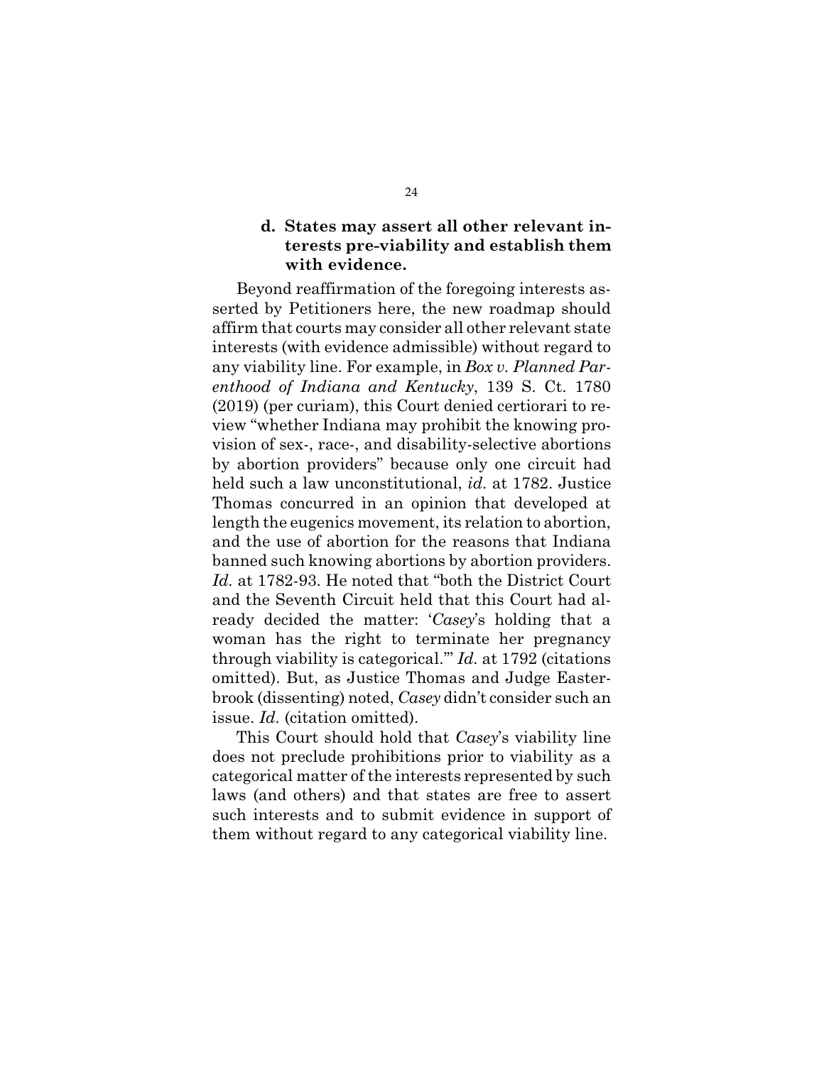#### d. States may assert all other relevant interests pre-viability and establish them with evidence.

Beyond reaffirmation of the foregoing interests asserted by Petitioners here, the new roadmap should affirm that courts may consider all other relevant state interests (with evidence admissible) without regard to any viability line. For example, in *Box v. Planned Parenthood of Indiana and Kentucky*, 139 S. Ct. 1780 (2019) (per curiam), this Court denied certiorari to review "whether Indiana may prohibit the knowing provision of sex-, race-, and disability-selective abortions by abortion providers" because only one circuit had held such a law unconstitutional, *id.* at 1782. Justice Thomas concurred in an opinion that developed at length the eugenics movement, its relation to abortion, and the use of abortion for the reasons that Indiana banned such knowing abortions by abortion providers. *Id.* at 1782-93. He noted that "both the District Court and the Seventh Circuit held that this Court had already decided the matter: '*Casey*'s holding that a woman has the right to terminate her pregnancy through viability is categorical.'" *Id.* at 1792 (citations omitted). But, as Justice Thomas and Judge Easterbrook (dissenting) noted, *Casey* didn't consider such an issue. *Id.* (citation omitted).

This Court should hold that *Casey*'s viability line does not preclude prohibitions prior to viability as a categorical matter of the interests represented by such laws (and others) and that states are free to assert such interests and to submit evidence in support of them without regard to any categorical viability line.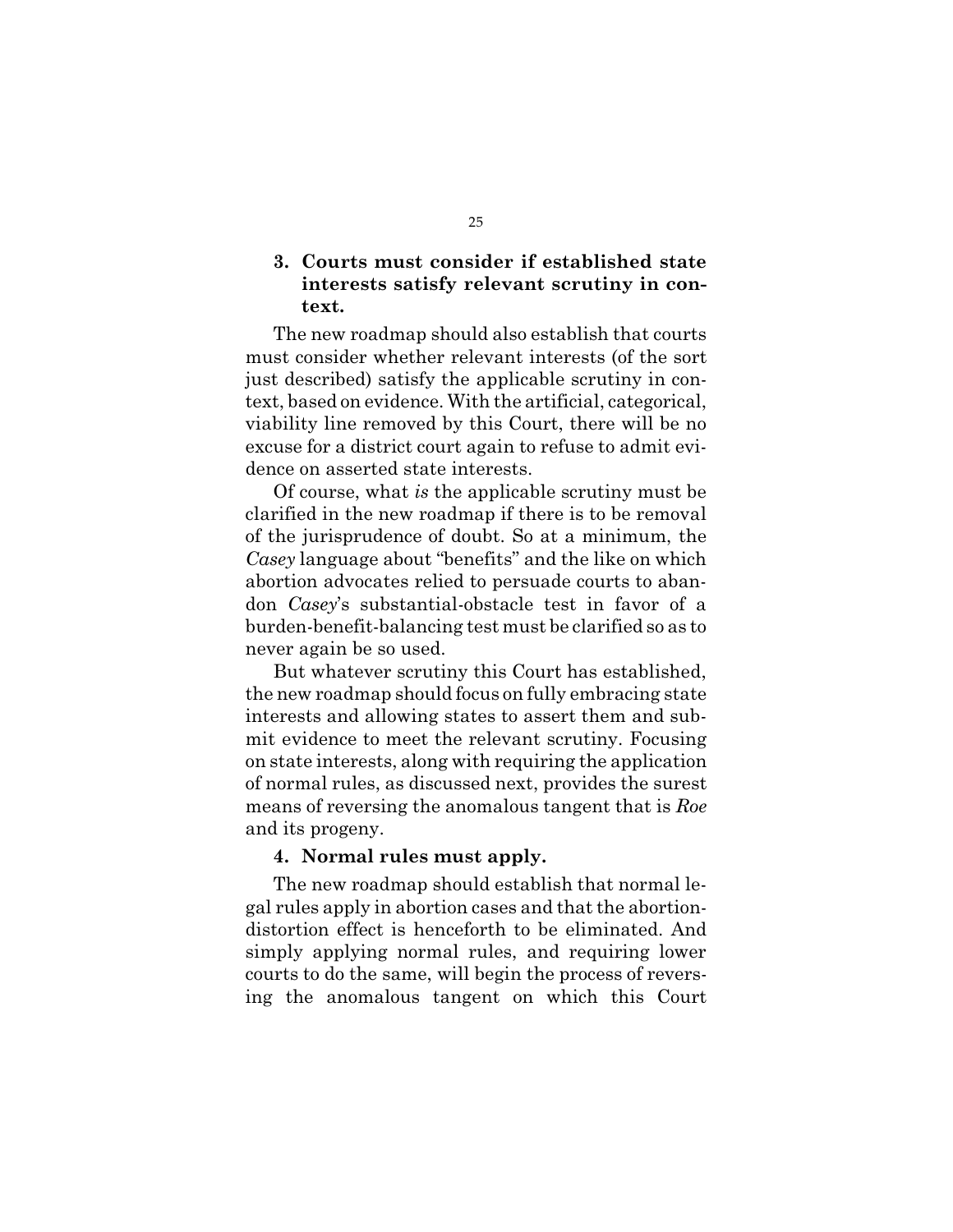### 3. Courts must consider if established state interests satisfy relevant scrutiny in context.

The new roadmap should also establish that courts must consider whether relevant interests (of the sort just described) satisfy the applicable scrutiny in context, based on evidence. With the artificial, categorical, viability line removed by this Court, there will be no excuse for a district court again to refuse to admit evidence on asserted state interests.

Of course, what *is* the applicable scrutiny must be clarified in the new roadmap if there is to be removal of the jurisprudence of doubt. So at a minimum, the *Casey* language about "benefits" and the like on which abortion advocates relied to persuade courts to abandon *Casey*'s substantial-obstacle test in favor of a burden-benefit-balancing test must be clarified so as to never again be so used.

But whatever scrutiny this Court has established, the new roadmap should focus on fully embracing state interests and allowing states to assert them and submit evidence to meet the relevant scrutiny. Focusing on state interests, along with requiring the application of normal rules, as discussed next, provides the surest means of reversing the anomalous tangent that is *Roe* and its progeny.

### 4. Normal rules must apply.

The new roadmap should establish that normal legal rules apply in abortion cases and that the abortion-distortion effect is henceforth to be eliminated. And simply applying normal rules, and requiring lower courts to do the same, will begin the process of reversing the anomalous tangent on which this Court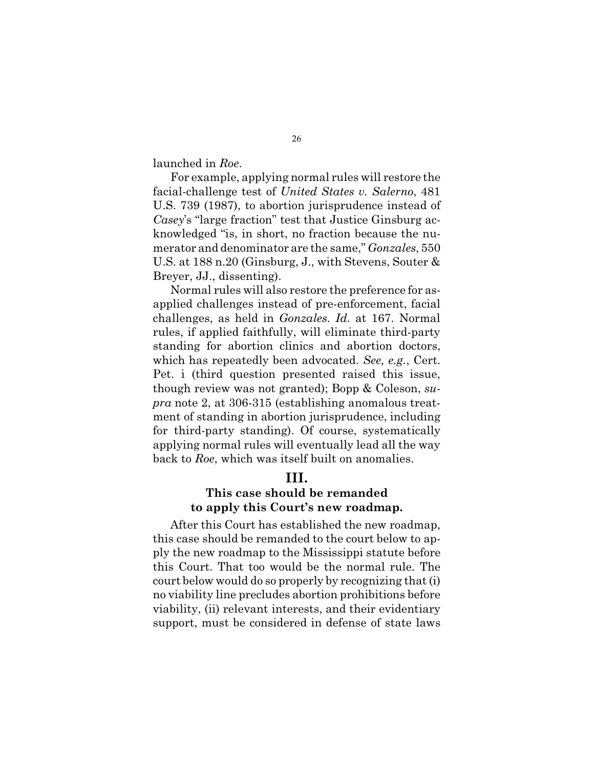launched in *Roe*.

For example, applying normal rules will restore the facial-challenge test of *United States v. Salerno*, 481 U.S. 739 (1987), to abortion jurisprudence instead of *Casey*'s "large fraction" test that Justice Ginsburg acknowledged "is, in short, no fraction because the numerator and denominator are the same," *Gonzales*, 550 U.S. at 188 n.20 (Ginsburg, J., with Stevens, Souter & Breyer, JJ., dissenting).

Normal rules will also restore the preference for as-applied challenges instead of pre-enforcement, facial challenges, as held in *Gonzales*. *Id.* at 167. Normal rules, if applied faithfully, will eliminate third-party standing for abortion clinics and abortion doctors, which has repeatedly been advocated. *See, e.g.*, Cert. Pet. i (third question presented raised this issue, though review was not granted); Bopp & Coleson, *supra* note 2, at 306-315 (establishing anomalous treatment of standing in abortion jurisprudence, including for third-party standing). Of course, systematically applying normal rules will eventually lead all the way back to *Roe*, which was itself built on anomalies.

## III.
## This case should be remanded to apply this Court's new roadmap.

After this Court has established the new roadmap, this case should be remanded to the court below to apply the new roadmap to the Mississippi statute before this Court. That too would be the normal rule. The court below would do so properly by recognizing that (i) no viability line precludes abortion prohibitions before viability, (ii) relevant interests, and their evidentiary support, must be considered in defense of state laws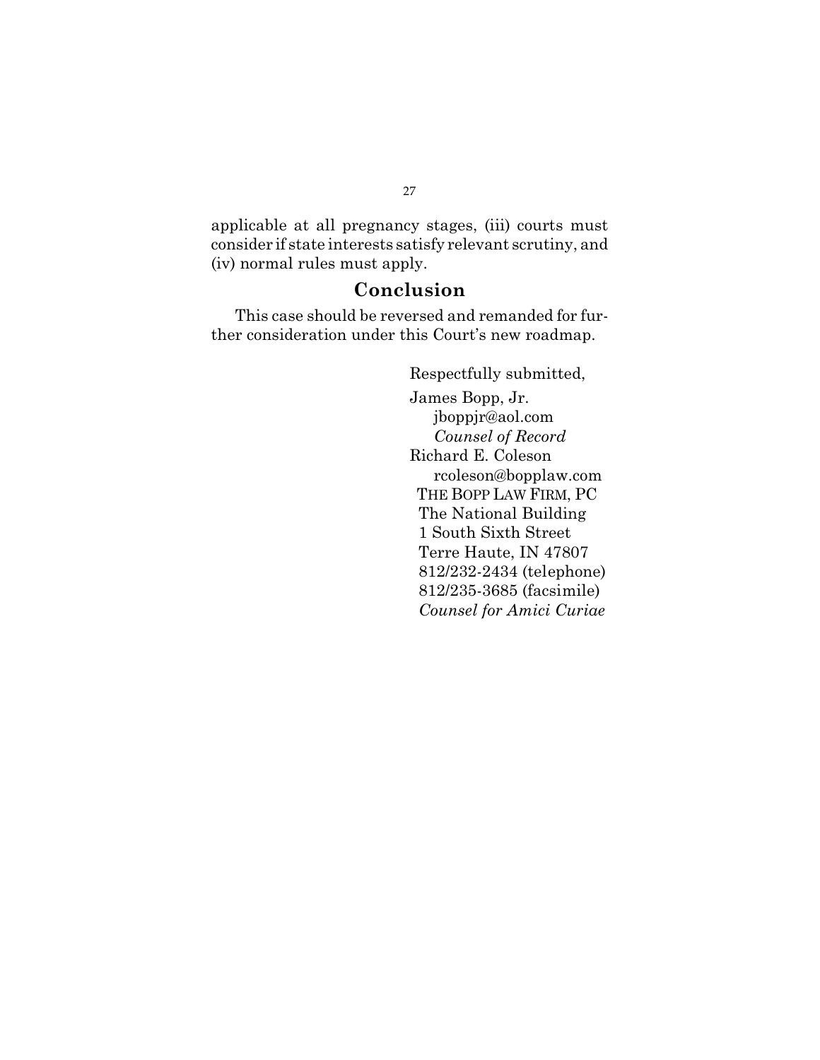applicable at all pregnancy stages, (iii) courts must consider if state interests satisfy relevant scrutiny, and (iv) normal rules must apply.

## Conclusion

This case should be reversed and remanded for further consideration under this Court's new roadmap.

Respectfully submitted,

James Bopp, Jr.
jboppjr@aol.com
*Counsel of Record*
Richard E. Coleson
rcoleson@bopplaw.com
THE BOPP LAW FIRM, PC
The National Building
1 South Sixth Street
Terre Haute, IN 47807
812/232-2434 (telephone)
812/235-3685 (facsimile)
*Counsel for Amici Curiae*